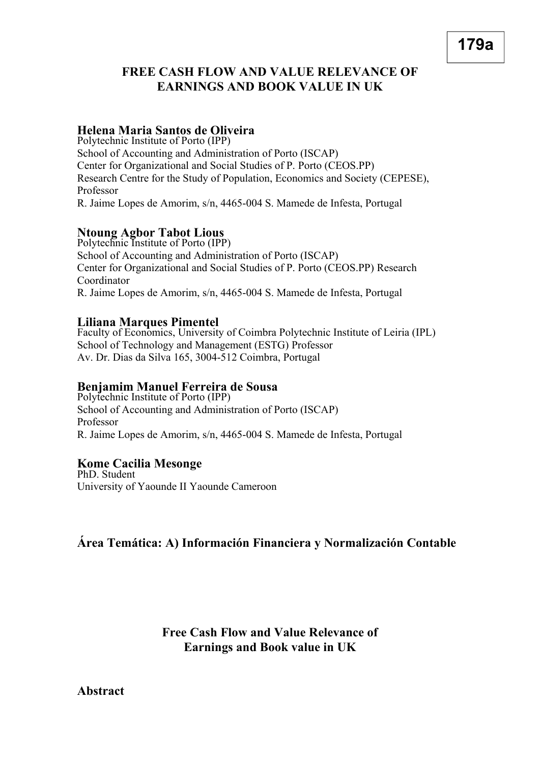**179a**

# FREE CASH FLOW AND VALUE RELEVANCE OF EARNINGS AND BOOK VALUE IN UK

**Helena Maria Santos de Oliveira**
Polytechnic Institute of Porto (IPP)
School of Accounting and Administration of Porto (ISCAP)
Center for Organizational and Social Studies of P. Porto (CEOS.PP)
Research Centre for the Study of Population, Economics and Society (CEPESE), Professor
R. Jaime Lopes de Amorim, s/n, 4465-004 S. Mamede de Infesta, Portugal

**Ntoung Agbor Tabot Lious**
Polytechnic Institute of Porto (IPP)
School of Accounting and Administration of Porto (ISCAP)
Center for Organizational and Social Studies of P. Porto (CEOS.PP) Research Coordinator
R. Jaime Lopes de Amorim, s/n, 4465-004 S. Mamede de Infesta, Portugal

**Liliana Marques Pimentel**
Faculty of Economics, University of Coimbra Polytechnic Institute of Leiria (IPL)
School of Technology and Management (ESTG) Professor
Av. Dr. Dias da Silva 165, 3004-512 Coimbra, Portugal

**Benjamim Manuel Ferreira de Sousa**
Polytechnic Institute of Porto (IPP)
School of Accounting and Administration of Porto (ISCAP)
Professor
R. Jaime Lopes de Amorim, s/n, 4465-004 S. Mamede de Infesta, Portugal

**Kome Cacilia Mesonge**
PhD. Student
University of Yaounde II Yaounde Cameroon

**Área Temática: A) Información Financiera y Normalización Contable**

## Free Cash Flow and Value Relevance of Earnings and Book value in UK

### Abstract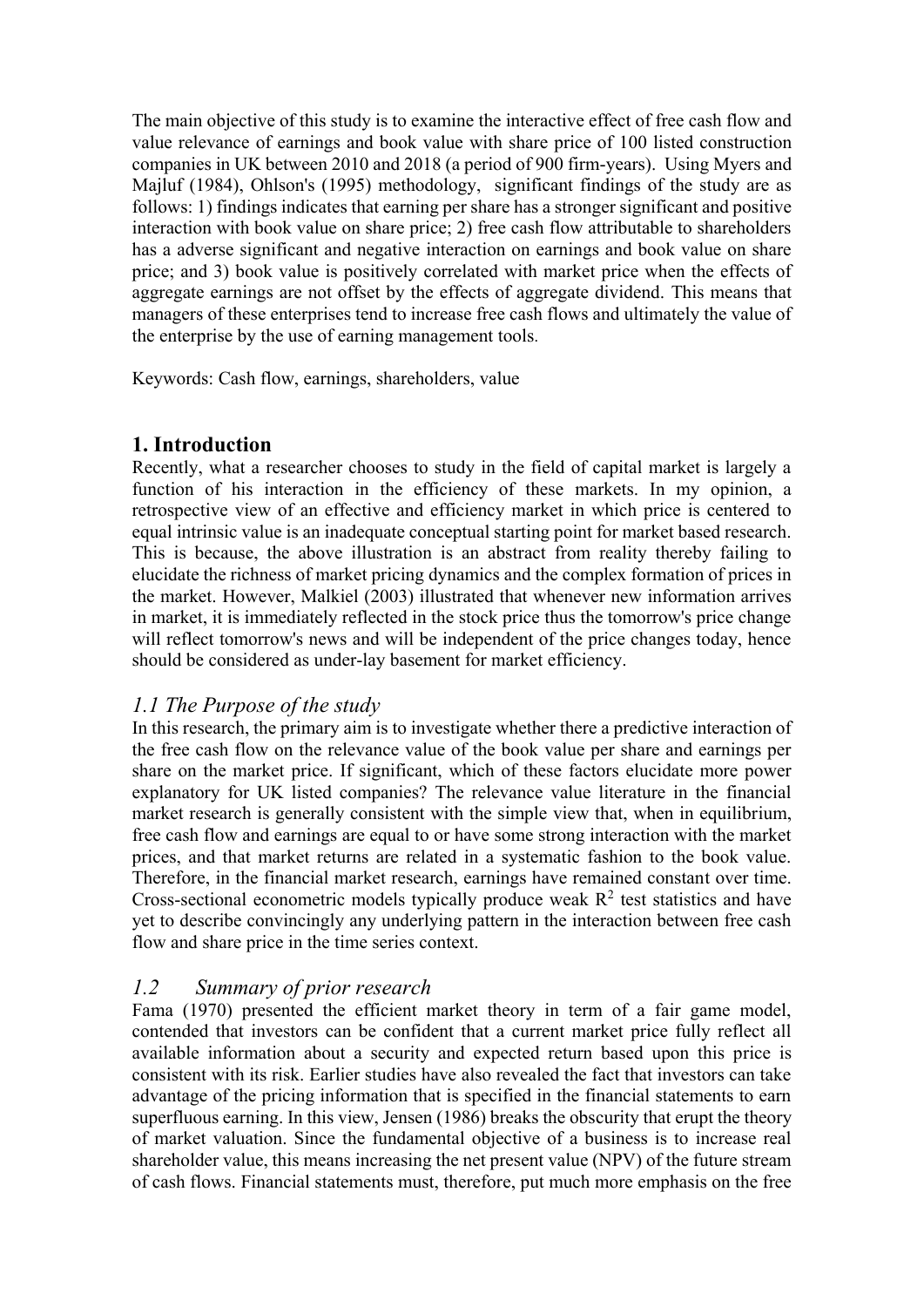The main objective of this study is to examine the interactive effect of free cash flow and value relevance of earnings and book value with share price of 100 listed construction companies in UK between 2010 and 2018 (a period of 900 firm-years). Using Myers and Majluf (1984), Ohlson's (1995) methodology, significant findings of the study are as follows: 1) findings indicates that earning per share has a stronger significant and positive interaction with book value on share price; 2) free cash flow attributable to shareholders has a adverse significant and negative interaction on earnings and book value on share price; and 3) book value is positively correlated with market price when the effects of aggregate earnings are not offset by the effects of aggregate dividend. This means that managers of these enterprises tend to increase free cash flows and ultimately the value of the enterprise by the use of earning management tools.

Keywords: Cash flow, earnings, shareholders, value

## 1. Introduction

Recently, what a researcher chooses to study in the field of capital market is largely a function of his interaction in the efficiency of these markets. In my opinion, a retrospective view of an effective and efficiency market in which price is centered to equal intrinsic value is an inadequate conceptual starting point for market based research. This is because, the above illustration is an abstract from reality thereby failing to elucidate the richness of market pricing dynamics and the complex formation of prices in the market. However, Malkiel (2003) illustrated that whenever new information arrives in market, it is immediately reflected in the stock price thus the tomorrow's price change will reflect tomorrow's news and will be independent of the price changes today, hence should be considered as under-lay basement for market efficiency.

### *1.1 The Purpose of the study*

In this research, the primary aim is to investigate whether there a predictive interaction of the free cash flow on the relevance value of the book value per share and earnings per share on the market price. If significant, which of these factors elucidate more power explanatory for UK listed companies? The relevance value literature in the financial market research is generally consistent with the simple view that, when in equilibrium, free cash flow and earnings are equal to or have some strong interaction with the market prices, and that market returns are related in a systematic fashion to the book value. Therefore, in the financial market research, earnings have remained constant over time. Cross-sectional econometric models typically produce weak $R^2$ test statistics and have yet to describe convincingly any underlying pattern in the interaction between free cash flow and share price in the time series context.

### *1.2 Summary of prior research*

Fama (1970) presented the efficient market theory in term of a fair game model, contended that investors can be confident that a current market price fully reflect all available information about a security and expected return based upon this price is consistent with its risk. Earlier studies have also revealed the fact that investors can take advantage of the pricing information that is specified in the financial statements to earn superfluous earning. In this view, Jensen (1986) breaks the obscurity that erupt the theory of market valuation. Since the fundamental objective of a business is to increase real shareholder value, this means increasing the net present value (NPV) of the future stream of cash flows. Financial statements must, therefore, put much more emphasis on the free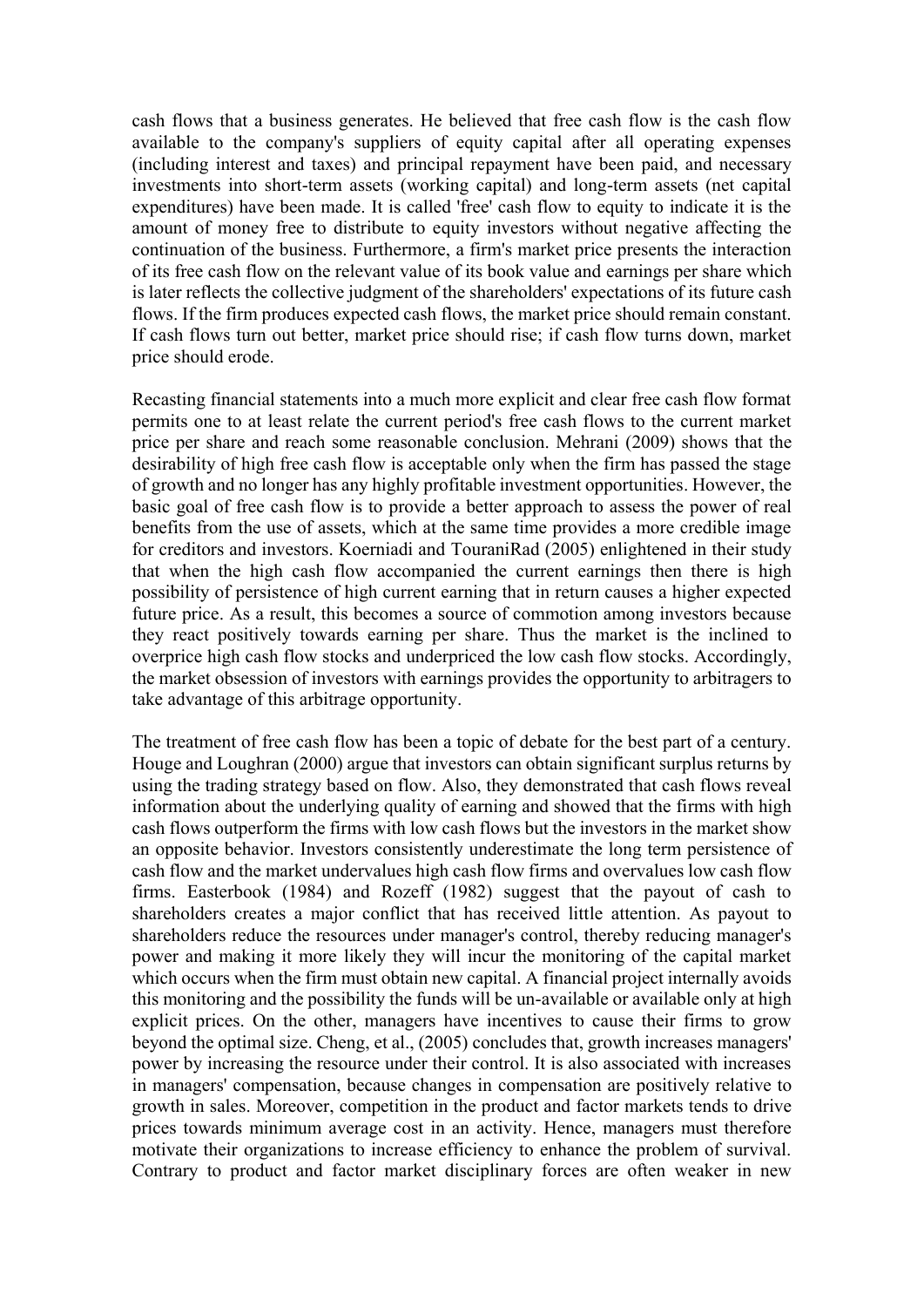cash flows that a business generates. He believed that free cash flow is the cash flow available to the company's suppliers of equity capital after all operating expenses (including interest and taxes) and principal repayment have been paid, and necessary investments into short-term assets (working capital) and long-term assets (net capital expenditures) have been made. It is called 'free' cash flow to equity to indicate it is the amount of money free to distribute to equity investors without negative affecting the continuation of the business. Furthermore, a firm's market price presents the interaction of its free cash flow on the relevant value of its book value and earnings per share which is later reflects the collective judgment of the shareholders' expectations of its future cash flows. If the firm produces expected cash flows, the market price should remain constant. If cash flows turn out better, market price should rise; if cash flow turns down, market price should erode.

Recasting financial statements into a much more explicit and clear free cash flow format permits one to at least relate the current period's free cash flows to the current market price per share and reach some reasonable conclusion. Mehrani (2009) shows that the desirability of high free cash flow is acceptable only when the firm has passed the stage of growth and no longer has any highly profitable investment opportunities. However, the basic goal of free cash flow is to provide a better approach to assess the power of real benefits from the use of assets, which at the same time provides a more credible image for creditors and investors. Koerniadi and TouraniRad (2005) enlightened in their study that when the high cash flow accompanied the current earnings then there is high possibility of persistence of high current earning that in return causes a higher expected future price. As a result, this becomes a source of commotion among investors because they react positively towards earning per share. Thus the market is the inclined to overprice high cash flow stocks and underpriced the low cash flow stocks. Accordingly, the market obsession of investors with earnings provides the opportunity to arbitragers to take advantage of this arbitrage opportunity.

The treatment of free cash flow has been a topic of debate for the best part of a century. Houge and Loughran (2000) argue that investors can obtain significant surplus returns by using the trading strategy based on flow. Also, they demonstrated that cash flows reveal information about the underlying quality of earning and showed that the firms with high cash flows outperform the firms with low cash flows but the investors in the market show an opposite behavior. Investors consistently underestimate the long term persistence of cash flow and the market undervalues high cash flow firms and overvalues low cash flow firms. Easterbook (1984) and Rozeff (1982) suggest that the payout of cash to shareholders creates a major conflict that has received little attention. As payout to shareholders reduce the resources under manager's control, thereby reducing manager's power and making it more likely they will incur the monitoring of the capital market which occurs when the firm must obtain new capital. A financial project internally avoids this monitoring and the possibility the funds will be un-available or available only at high explicit prices. On the other, managers have incentives to cause their firms to grow beyond the optimal size. Cheng, et al., (2005) concludes that, growth increases managers' power by increasing the resource under their control. It is also associated with increases in managers' compensation, because changes in compensation are positively relative to growth in sales. Moreover, competition in the product and factor markets tends to drive prices towards minimum average cost in an activity. Hence, managers must therefore motivate their organizations to increase efficiency to enhance the problem of survival. Contrary to product and factor market disciplinary forces are often weaker in new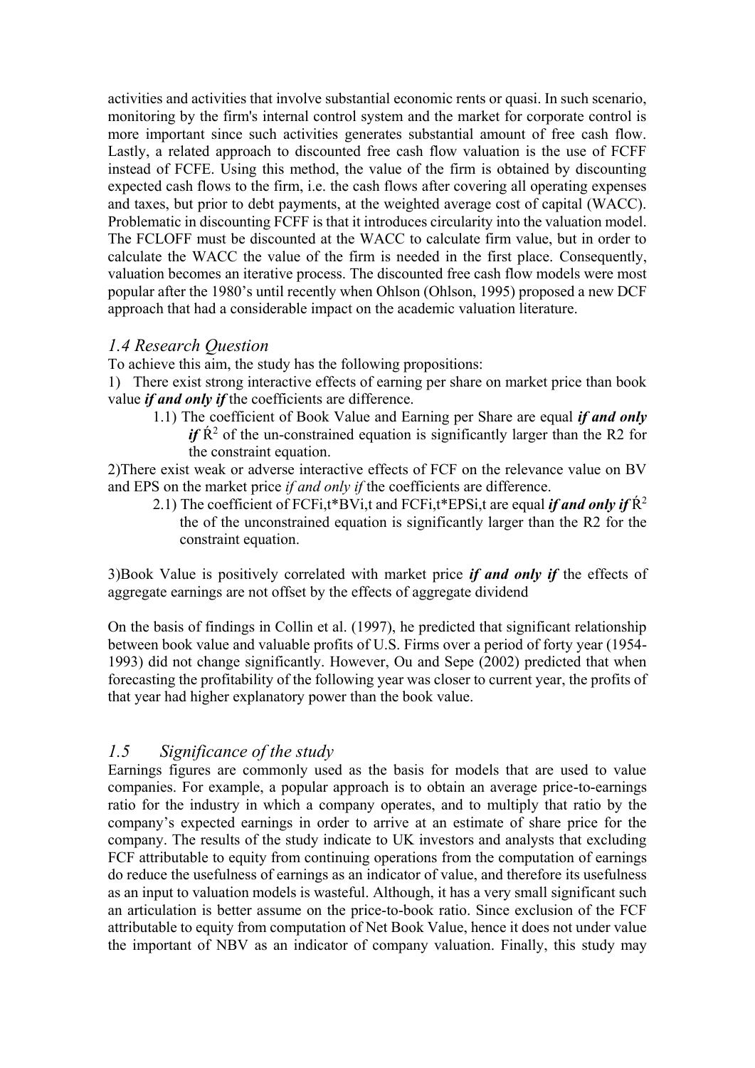activities and activities that involve substantial economic rents or quasi. In such scenario, monitoring by the firm's internal control system and the market for corporate control is more important since such activities generates substantial amount of free cash flow. Lastly, a related approach to discounted free cash flow valuation is the use of FCFF instead of FCFE. Using this method, the value of the firm is obtained by discounting expected cash flows to the firm, i.e. the cash flows after covering all operating expenses and taxes, but prior to debt payments, at the weighted average cost of capital (WACC). Problematic in discounting FCFF is that it introduces circularity into the valuation model. The FCLOFF must be discounted at the WACC to calculate firm value, but in order to calculate the WACC the value of the firm is needed in the first place. Consequently, valuation becomes an iterative process. The discounted free cash flow models were most popular after the 1980's until recently when Ohlson (Ohlson, 1995) proposed a new DCF approach that had a considerable impact on the academic valuation literature.

### *1.4 Research Question*

To achieve this aim, the study has the following propositions:

1) There exist strong interactive effects of earning per share on market price than book value ***if and only if*** the coefficients are difference.

   1.1) The coefficient of Book Value and Earning per Share are equal ***if and only if*** $\acute{R}^2$ of the un-constrained equation is significantly larger than the R2 for the constraint equation.

2) There exist weak or adverse interactive effects of FCF on the relevance value on BV and EPS on the market price *if and only if* the coefficients are difference.

   2.1) The coefficient of $FCF_{i,t}*BV_{i,t}$ and $FCF_{i,t}*EPS_{i,t}$ are equal ***if and only if*** $\acute{R}^2$ the of the unconstrained equation is significantly larger than the R2 for the constraint equation.

3) Book Value is positively correlated with market price ***if and only if*** the effects of aggregate earnings are not offset by the effects of aggregate dividend

On the basis of findings in Collin et al. (1997), he predicted that significant relationship between book value and valuable profits of U.S. Firms over a period of forty year (1954-1993) did not change significantly. However, Ou and Sepe (2002) predicted that when forecasting the profitability of the following year was closer to current year, the profits of that year had higher explanatory power than the book value.

### *1.5 Significance of the study*

Earnings figures are commonly used as the basis for models that are used to value companies. For example, a popular approach is to obtain an average price-to-earnings ratio for the industry in which a company operates, and to multiply that ratio by the company's expected earnings in order to arrive at an estimate of share price for the company. The results of the study indicate to UK investors and analysts that excluding FCF attributable to equity from continuing operations from the computation of earnings do reduce the usefulness of earnings as an indicator of value, and therefore its usefulness as an input to valuation models is wasteful. Although, it has a very small significant such an articulation is better assume on the price-to-book ratio. Since exclusion of the FCF attributable to equity from computation of Net Book Value, hence it does not under value the important of NBV as an indicator of company valuation. Finally, this study may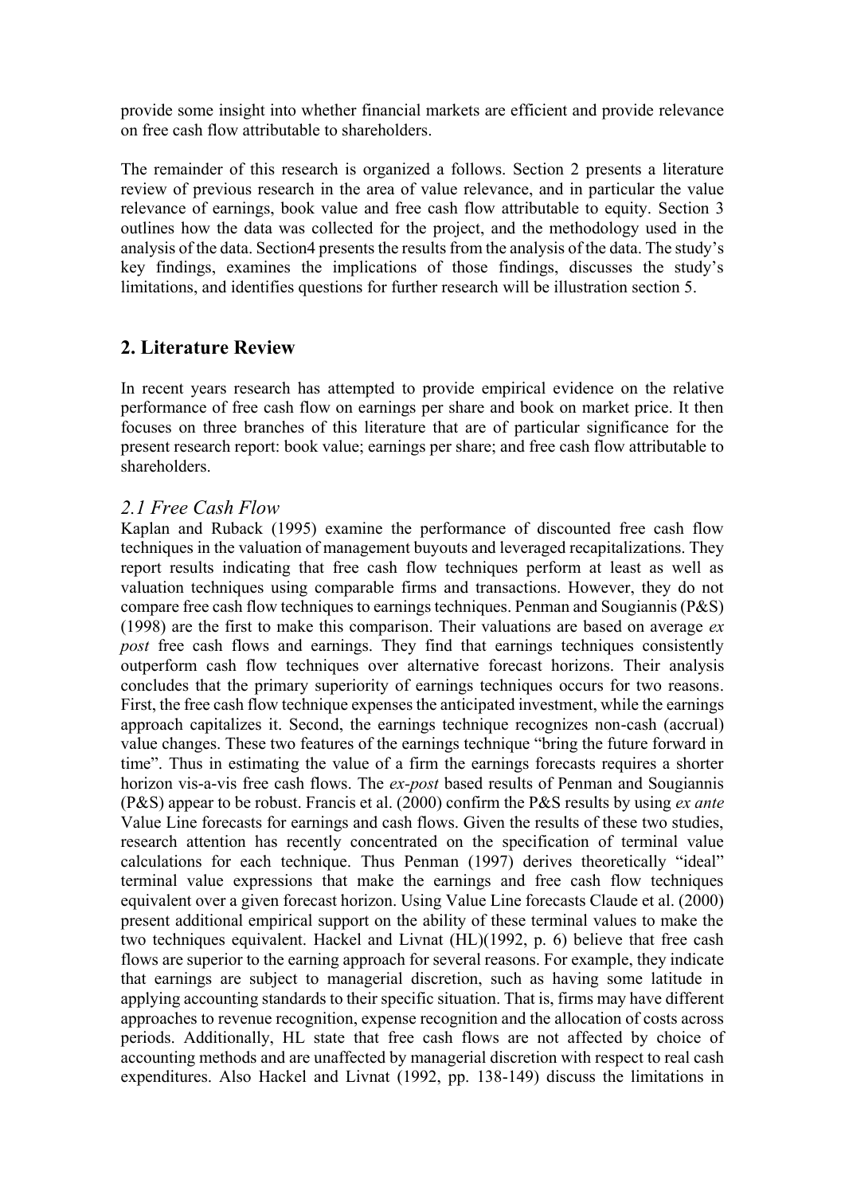provide some insight into whether financial markets are efficient and provide relevance on free cash flow attributable to shareholders.

The remainder of this research is organized a follows. Section 2 presents a literature review of previous research in the area of value relevance, and in particular the value relevance of earnings, book value and free cash flow attributable to equity. Section 3 outlines how the data was collected for the project, and the methodology used in the analysis of the data. Section4 presents the results from the analysis of the data. The study's key findings, examines the implications of those findings, discusses the study's limitations, and identifies questions for further research will be illustration section 5.

## 2. Literature Review

In recent years research has attempted to provide empirical evidence on the relative performance of free cash flow on earnings per share and book on market price. It then focuses on three branches of this literature that are of particular significance for the present research report: book value; earnings per share; and free cash flow attributable to shareholders.

### *2.1 Free Cash Flow*

Kaplan and Ruback (1995) examine the performance of discounted free cash flow techniques in the valuation of management buyouts and leveraged recapitalizations. They report results indicating that free cash flow techniques perform at least as well as valuation techniques using comparable firms and transactions. However, they do not compare free cash flow techniques to earnings techniques. Penman and Sougiannis (P&S) (1998) are the first to make this comparison. Their valuations are based on average *ex post* free cash flows and earnings. They find that earnings techniques consistently outperform cash flow techniques over alternative forecast horizons. Their analysis concludes that the primary superiority of earnings techniques occurs for two reasons. First, the free cash flow technique expenses the anticipated investment, while the earnings approach capitalizes it. Second, the earnings technique recognizes non-cash (accrual) value changes. These two features of the earnings technique "bring the future forward in time". Thus in estimating the value of a firm the earnings forecasts requires a shorter horizon vis-a-vis free cash flows. The *ex-post* based results of Penman and Sougiannis (P&S) appear to be robust. Francis et al. (2000) confirm the P&S results by using *ex ante* Value Line forecasts for earnings and cash flows. Given the results of these two studies, research attention has recently concentrated on the specification of terminal value calculations for each technique. Thus Penman (1997) derives theoretically "ideal" terminal value expressions that make the earnings and free cash flow techniques equivalent over a given forecast horizon. Using Value Line forecasts Claude et al. (2000) present additional empirical support on the ability of these terminal values to make the two techniques equivalent. Hackel and Livnat (HL)(1992, p. 6) believe that free cash flows are superior to the earning approach for several reasons. For example, they indicate that earnings are subject to managerial discretion, such as having some latitude in applying accounting standards to their specific situation. That is, firms may have different approaches to revenue recognition, expense recognition and the allocation of costs across periods. Additionally, HL state that free cash flows are not affected by choice of accounting methods and are unaffected by managerial discretion with respect to real cash expenditures. Also Hackel and Livnat (1992, pp. 138-149) discuss the limitations in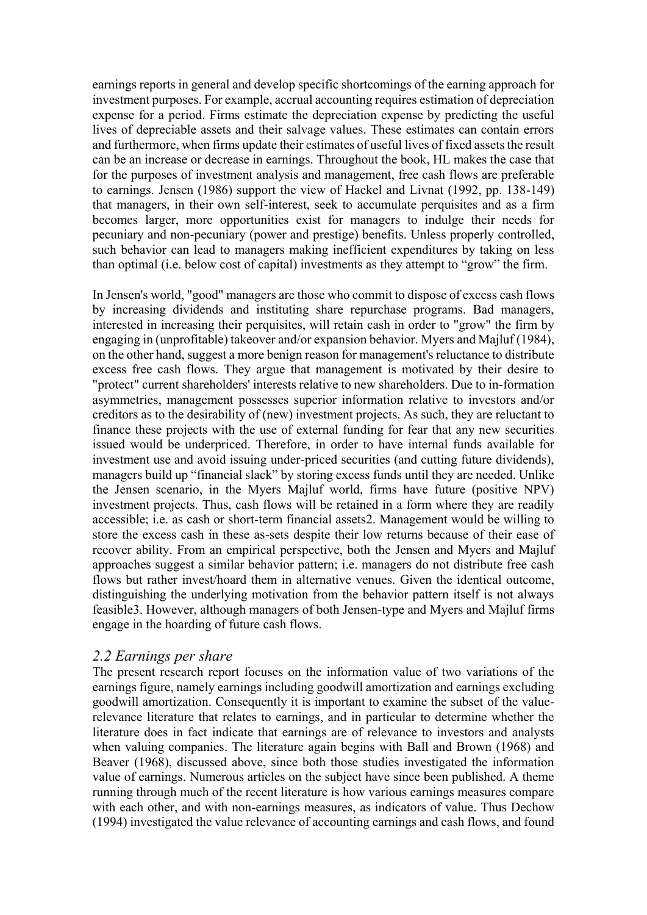earnings reports in general and develop specific shortcomings of the earning approach for investment purposes. For example, accrual accounting requires estimation of depreciation expense for a period. Firms estimate the depreciation expense by predicting the useful lives of depreciable assets and their salvage values. These estimates can contain errors and furthermore, when firms update their estimates of useful lives of fixed assets the result can be an increase or decrease in earnings. Throughout the book, HL makes the case that for the purposes of investment analysis and management, free cash flows are preferable to earnings. Jensen (1986) support the view of Hackel and Livnat (1992, pp. 138-149) that managers, in their own self-interest, seek to accumulate perquisites and as a firm becomes larger, more opportunities exist for managers to indulge their needs for pecuniary and non-pecuniary (power and prestige) benefits. Unless properly controlled, such behavior can lead to managers making inefficient expenditures by taking on less than optimal (i.e. below cost of capital) investments as they attempt to "grow" the firm.

In Jensen's world, "good" managers are those who commit to dispose of excess cash flows by increasing dividends and instituting share repurchase programs. Bad managers, interested in increasing their perquisites, will retain cash in order to "grow" the firm by engaging in (unprofitable) takeover and/or expansion behavior. Myers and Majluf (1984), on the other hand, suggest a more benign reason for management's reluctance to distribute excess free cash flows. They argue that management is motivated by their desire to "protect" current shareholders' interests relative to new shareholders. Due to in-formation asymmetries, management possesses superior information relative to investors and/or creditors as to the desirability of (new) investment projects. As such, they are reluctant to finance these projects with the use of external funding for fear that any new securities issued would be underpriced. Therefore, in order to have internal funds available for investment use and avoid issuing under-priced securities (and cutting future dividends), managers build up "financial slack" by storing excess funds until they are needed. Unlike the Jensen scenario, in the Myers Majluf world, firms have future (positive NPV) investment projects. Thus, cash flows will be retained in a form where they are readily accessible; i.e. as cash or short-term financial assets[2]. Management would be willing to store the excess cash in these as-sets despite their low returns because of their ease of recover ability. From an empirical perspective, both the Jensen and Myers and Majluf approaches suggest a similar behavior pattern; i.e. managers do not distribute free cash flows but rather invest/hoard them in alternative venues. Given the identical outcome, distinguishing the underlying motivation from the behavior pattern itself is not always feasible[3]. However, although managers of both Jensen-type and Myers and Majluf firms engage in the hoarding of future cash flows.

## *2.2 Earnings per share*

The present research report focuses on the information value of two variations of the earnings figure, namely earnings including goodwill amortization and earnings excluding goodwill amortization. Consequently it is important to examine the subset of the value-relevance literature that relates to earnings, and in particular to determine whether the literature does in fact indicate that earnings are of relevance to investors and analysts when valuing companies. The literature again begins with Ball and Brown (1968) and Beaver (1968), discussed above, since both those studies investigated the information value of earnings. Numerous articles on the subject have since been published. A theme running through much of the recent literature is how various earnings measures compare with each other, and with non-earnings measures, as indicators of value. Thus Dechow (1994) investigated the value relevance of accounting earnings and cash flows, and found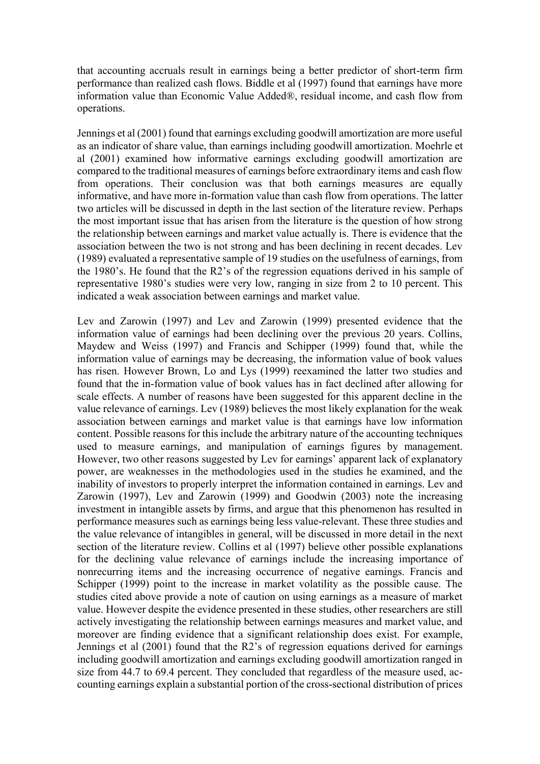that accounting accruals result in earnings being a better predictor of short-term firm performance than realized cash flows. Biddle et al (1997) found that earnings have more information value than Economic Value Added®, residual income, and cash flow from operations.

Jennings et al (2001) found that earnings excluding goodwill amortization are more useful as an indicator of share value, than earnings including goodwill amortization. Moehrle et al (2001) examined how informative earnings excluding goodwill amortization are compared to the traditional measures of earnings before extraordinary items and cash flow from operations. Their conclusion was that both earnings measures are equally informative, and have more in-formation value than cash flow from operations. The latter two articles will be discussed in depth in the last section of the literature review. Perhaps the most important issue that has arisen from the literature is the question of how strong the relationship between earnings and market value actually is. There is evidence that the association between the two is not strong and has been declining in recent decades. Lev (1989) evaluated a representative sample of 19 studies on the usefulness of earnings, from the 1980's. He found that the $R^2$'s of the regression equations derived in his sample of representative 1980's studies were very low, ranging in size from 2 to 10 percent. This indicated a weak association between earnings and market value.

Lev and Zarowin (1997) and Lev and Zarowin (1999) presented evidence that the information value of earnings had been declining over the previous 20 years. Collins, Maydew and Weiss (1997) and Francis and Schipper (1999) found that, while the information value of earnings may be decreasing, the information value of book values has risen. However Brown, Lo and Lys (1999) reexamined the latter two studies and found that the in-formation value of book values has in fact declined after allowing for scale effects. A number of reasons have been suggested for this apparent decline in the value relevance of earnings. Lev (1989) believes the most likely explanation for the weak association between earnings and market value is that earnings have low information content. Possible reasons for this include the arbitrary nature of the accounting techniques used to measure earnings, and manipulation of earnings figures by management. However, two other reasons suggested by Lev for earnings' apparent lack of explanatory power, are weaknesses in the methodologies used in the studies he examined, and the inability of investors to properly interpret the information contained in earnings. Lev and Zarowin (1997), Lev and Zarowin (1999) and Goodwin (2003) note the increasing investment in intangible assets by firms, and argue that this phenomenon has resulted in performance measures such as earnings being less value-relevant. These three studies and the value relevance of intangibles in general, will be discussed in more detail in the next section of the literature review. Collins et al (1997) believe other possible explanations for the declining value relevance of earnings include the increasing importance of nonrecurring items and the increasing occurrence of negative earnings. Francis and Schipper (1999) point to the increase in market volatility as the possible cause. The studies cited above provide a note of caution on using earnings as a measure of market value. However despite the evidence presented in these studies, other researchers are still actively investigating the relationship between earnings measures and market value, and moreover are finding evidence that a significant relationship does exist. For example, Jennings et al (2001) found that the $R^2$'s of regression equations derived for earnings including goodwill amortization and earnings excluding goodwill amortization ranged in size from 44.7 to 69.4 percent. They concluded that regardless of the measure used, ac-counting earnings explain a substantial portion of the cross-sectional distribution of prices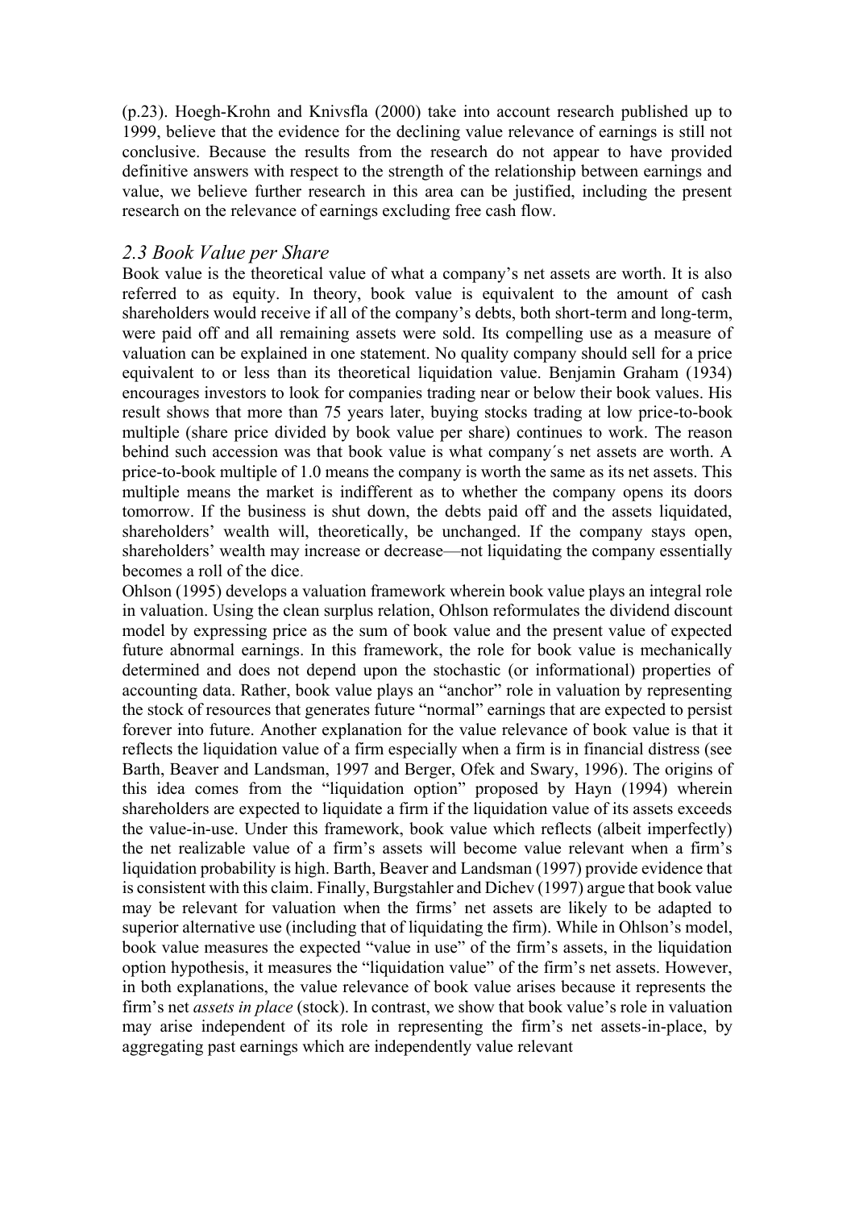(p.23). Hoegh-Krohn and Knivsfla (2000) take into account research published up to 1999, believe that the evidence for the declining value relevance of earnings is still not conclusive. Because the results from the research do not appear to have provided definitive answers with respect to the strength of the relationship between earnings and value, we believe further research in this area can be justified, including the present research on the relevance of earnings excluding free cash flow.

## *2.3 Book Value per Share*

Book value is the theoretical value of what a company's net assets are worth. It is also referred to as equity. In theory, book value is equivalent to the amount of cash shareholders would receive if all of the company's debts, both short-term and long-term, were paid off and all remaining assets were sold. Its compelling use as a measure of valuation can be explained in one statement. No quality company should sell for a price equivalent to or less than its theoretical liquidation value. Benjamin Graham (1934) encourages investors to look for companies trading near or below their book values. His result shows that more than 75 years later, buying stocks trading at low price-to-book multiple (share price divided by book value per share) continues to work. The reason behind such accession was that book value is what company´s net assets are worth. A price-to-book multiple of 1.0 means the company is worth the same as its net assets. This multiple means the market is indifferent as to whether the company opens its doors tomorrow. If the business is shut down, the debts paid off and the assets liquidated, shareholders' wealth will, theoretically, be unchanged. If the company stays open, shareholders' wealth may increase or decrease—not liquidating the company essentially becomes a roll of the dice.

Ohlson (1995) develops a valuation framework wherein book value plays an integral role in valuation. Using the clean surplus relation, Ohlson reformulates the dividend discount model by expressing price as the sum of book value and the present value of expected future abnormal earnings. In this framework, the role for book value is mechanically determined and does not depend upon the stochastic (or informational) properties of accounting data. Rather, book value plays an "anchor" role in valuation by representing the stock of resources that generates future "normal" earnings that are expected to persist forever into future. Another explanation for the value relevance of book value is that it reflects the liquidation value of a firm especially when a firm is in financial distress (see Barth, Beaver and Landsman, 1997 and Berger, Ofek and Swary, 1996). The origins of this idea comes from the "liquidation option" proposed by Hayn (1994) wherein shareholders are expected to liquidate a firm if the liquidation value of its assets exceeds the value-in-use. Under this framework, book value which reflects (albeit imperfectly) the net realizable value of a firm's assets will become value relevant when a firm's liquidation probability is high. Barth, Beaver and Landsman (1997) provide evidence that is consistent with this claim. Finally, Burgstahler and Dichev (1997) argue that book value may be relevant for valuation when the firms' net assets are likely to be adapted to superior alternative use (including that of liquidating the firm). While in Ohlson's model, book value measures the expected "value in use" of the firm's assets, in the liquidation option hypothesis, it measures the "liquidation value" of the firm's net assets. However, in both explanations, the value relevance of book value arises because it represents the firm's net *assets in place* (stock). In contrast, we show that book value's role in valuation may arise independent of its role in representing the firm's net assets-in-place, by aggregating past earnings which are independently value relevant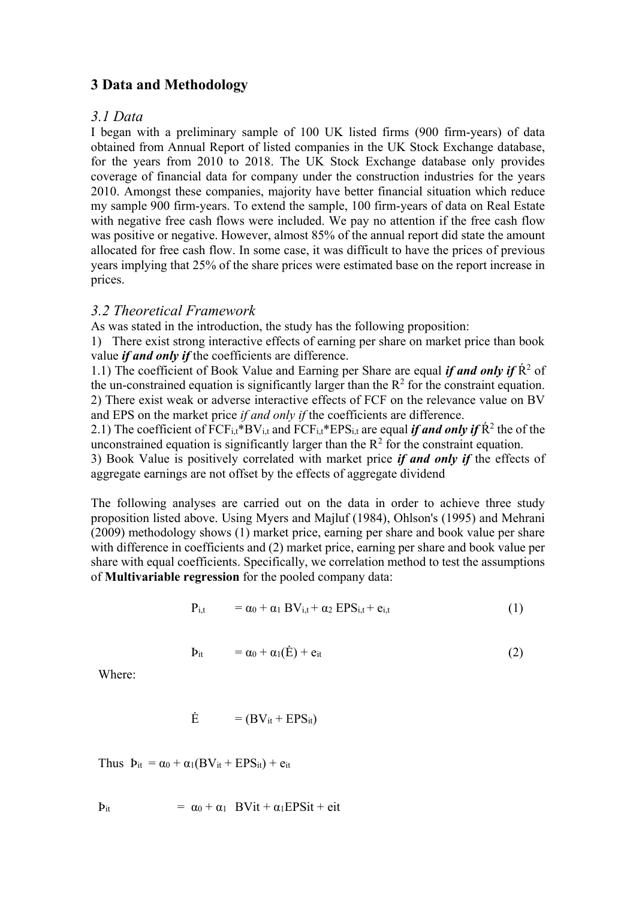## 3 Data and Methodology

### *3.1 Data*

I began with a preliminary sample of 100 UK listed firms (900 firm-years) of data obtained from Annual Report of listed companies in the UK Stock Exchange database, for the years from 2010 to 2018. The UK Stock Exchange database only provides coverage of financial data for company under the construction industries for the years 2010. Amongst these companies, majority have better financial situation which reduce my sample 900 firm-years. To extend the sample, 100 firm-years of data on Real Estate with negative free cash flows were included. We pay no attention if the free cash flow was positive or negative. However, almost 85% of the annual report did state the amount allocated for free cash flow. In some case, it was difficult to have the prices of previous years implying that 25% of the share prices were estimated base on the report increase in prices.

### *3.2 Theoretical Framework*

As was stated in the introduction, the study has the following proposition:

1) There exist strong interactive effects of earning per share on market price than book value ***if and only if*** the coefficients are difference.

1.1) The coefficient of Book Value and Earning per Share are equal ***if and only if*** $\acute{R}^2$ of the un-constrained equation is significantly larger than the $R^2$ for the constraint equation.

2) There exist weak or adverse interactive effects of FCF on the relevance value on BV and EPS on the market price *if and only if* the coefficients are difference.

2.1) The coefficient of $FCF_{i,t}$*$BV_{i,t}$ and $FCF_{i,t}$*$EPS_{i,t}$ are equal ***if and only if*** $\acute{R}^2$ the of the unconstrained equation is significantly larger than the $R^2$ for the constraint equation.

3) Book Value is positively correlated with market price ***if and only if*** the effects of aggregate earnings are not offset by the effects of aggregate dividend

The following analyses are carried out on the data in order to achieve three study proposition listed above. Using Myers and Majluf (1984), Ohlson's (1995) and Mehrani (2009) methodology shows (1) market price, earning per share and book value per share with difference in coefficients and (2) market price, earning per share and book value per share with equal coefficients. Specifically, we correlation method to test the assumptions of **Multivariable regression** for the pooled company data:

$$P_{i,t} = \alpha_0 + \alpha_1 BV_{i,t} + \alpha_2 EPS_{i,t} + e_{i,t} \quad (1)$$

$$Þ_{it} = \alpha_0 + \alpha_1(\dot{E}) + e_{it} \quad (2)$$

Where:

$$\dot{E} = (BV_{it} + EPS_{it})$$

Thus $Þ_{it} = \alpha_0 + \alpha_1(BV_{it} + EPS_{it}) + e_{it}$

$$Þ_{it} = \alpha_0 + \alpha_1 \ BVit + \alpha_1 EPSit + eit$$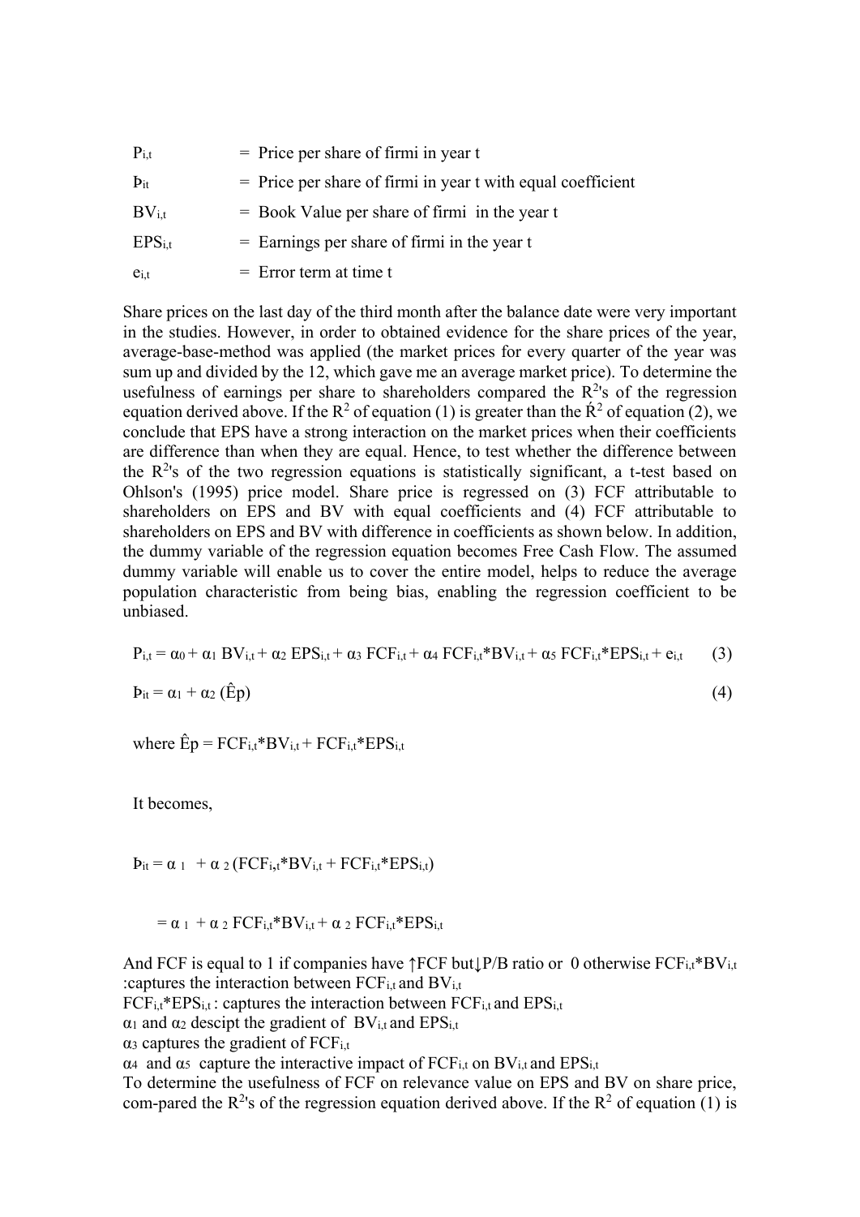| | | |
|---|---|---|
| $P_{i,t}$ | = | Price per share of firmi in year t |
| $Þ_{it}$ | = | Price per share of firmi in year t with equal coefficient |
| $BV_{i,t}$ | = | Book Value per share of firmi in the year t |
| $EPS_{i,t}$ | = | Earnings per share of firmi in the year t |
| $e_{i,t}$ | = | Error term at time t |

Share prices on the last day of the third month after the balance date were very important in the studies. However, in order to obtained evidence for the share prices of the year, average-base-method was applied (the market prices for every quarter of the year was sum up and divided by the 12, which gave me an average market price). To determine the usefulness of earnings per share to shareholders compared the $R^2$'s of the regression equation derived above. If the $R^2$ of equation (1) is greater than the $\acute{R}^2$ of equation (2), we conclude that EPS have a strong interaction on the market prices when their coefficients are difference than when they are equal. Hence, to test whether the difference between the $R^2$'s of the two regression equations is statistically significant, a t-test based on Ohlson's (1995) price model. Share price is regressed on (3) FCF attributable to shareholders on EPS and BV with equal coefficients and (4) FCF attributable to shareholders on EPS and BV with difference in coefficients as shown below. In addition, the dummy variable of the regression equation becomes Free Cash Flow. The assumed dummy variable will enable us to cover the entire model, helps to reduce the average population characteristic from being bias, enabling the regression coefficient to be unbiased.

$$P_{i,t} = \alpha_0 + \alpha_1 BV_{i,t} + \alpha_2 EPS_{i,t} + \alpha_3 FCF_{i,t} + \alpha_4 FCF_{i,t}*BV_{i,t} + \alpha_5 FCF_{i,t}*EPS_{i,t} + e_{i,t} \quad (3)$$

$$Þ_{it} = \alpha_1 + \alpha_2 (\hat{E}p) \quad (4)$$

where $\hat{E}p = FCF_{i,t}*BV_{i,t} + FCF_{i,t}*EPS_{i,t}$

It becomes,

$$Þ_{it} = \alpha_1 + \alpha_2 (FCF_{i,t}*BV_{i,t} + FCF_{i,t}*EPS_{i,t})$$

$$= \alpha_1 + \alpha_2 FCF_{i,t}*BV_{i,t} + \alpha_2 FCF_{i,t}*EPS_{i,t}$$

And FCF is equal to 1 if companies have ↑FCF but↓P/B ratio or 0 otherwise $FCF_{i,t}*BV_{i,t}$ :captures the interaction between $FCF_{i,t}$ and $BV_{i,t}$

$FCF_{i,t}*EPS_{i,t}$ : captures the interaction between $FCF_{i,t}$ and $EPS_{i,t}$

$\alpha_1$ and $\alpha_2$ descipt the gradient of $BV_{i,t}$ and $EPS_{i,t}$

$\alpha_3$ captures the gradient of $FCF_{i,t}$

$\alpha_4$ and $\alpha_5$ capture the interactive impact of $FCF_{i,t}$ on $BV_{i,t}$ and $EPS_{i,t}$

To determine the usefulness of FCF on relevance value on EPS and BV on share price, com-pared the $R^2$'s of the regression equation derived above. If the $R^2$ of equation (1) is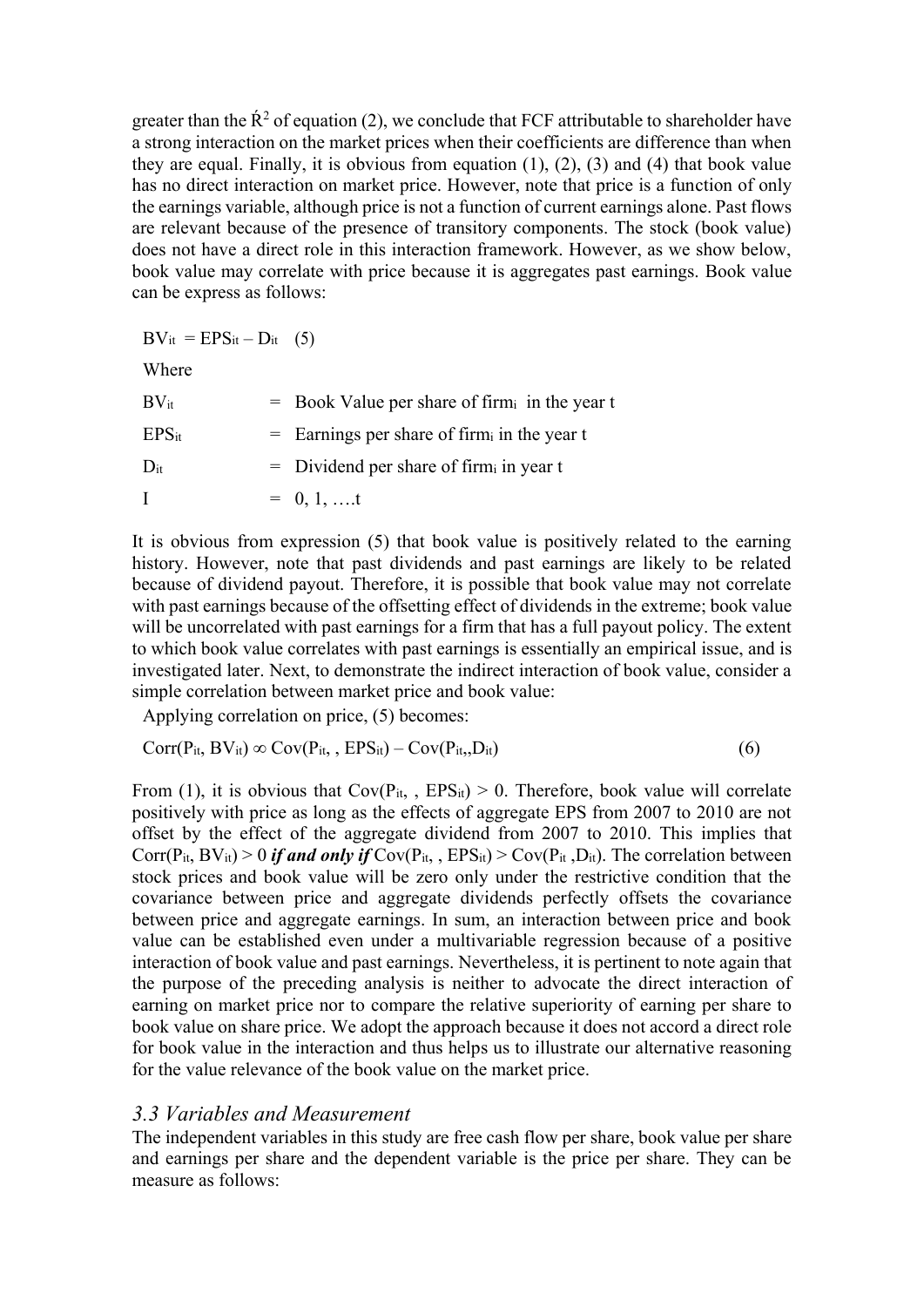greater than the $\acute{R}^2$ of equation (2), we conclude that FCF attributable to shareholder have a strong interaction on the market prices when their coefficients are difference than when they are equal. Finally, it is obvious from equation (1), (2), (3) and (4) that book value has no direct interaction on market price. However, note that price is a function of only the earnings variable, although price is not a function of current earnings alone. Past flows are relevant because of the presence of transitory components. The stock (book value) does not have a direct role in this interaction framework. However, as we show below, book value may correlate with price because it is aggregates past earnings. Book value can be express as follows:

$BV_{it} = EPS_{it} - D_{it}$ (5)

Where

$BV_{it}$ = Book Value per share of $firm_i$ in the year t

$EPS_{it}$ = Earnings per share of $firm_i$ in the year t

$D_{it}$ = Dividend per share of $firm_i$ in year t

I = 0, 1, ….t

It is obvious from expression (5) that book value is positively related to the earning history. However, note that past dividends and past earnings are likely to be related because of dividend payout. Therefore, it is possible that book value may not correlate with past earnings because of the offsetting effect of dividends in the extreme; book value will be uncorrelated with past earnings for a firm that has a full payout policy. The extent to which book value correlates with past earnings is essentially an empirical issue, and is investigated later. Next, to demonstrate the indirect interaction of book value, consider a simple correlation between market price and book value:

Applying correlation on price, (5) becomes:

$$Corr(P_{it}, BV_{it}) \infty Cov(P_{it}, , EPS_{it}) - Cov(P_{it},, D_{it}) \quad (6)$$

From (1), it is obvious that $Cov(P_{it}, , EPS_{it}) > 0$. Therefore, book value will correlate positively with price as long as the effects of aggregate EPS from 2007 to 2010 are not offset by the effect of the aggregate dividend from 2007 to 2010. This implies that $Corr(P_{it}, BV_{it}) > 0$ ***if and only if*** $Cov(P_{it}, , EPS_{it}) > Cov(P_{it}, D_{it})$. The correlation between stock prices and book value will be zero only under the restrictive condition that the covariance between price and aggregate dividends perfectly offsets the covariance between price and aggregate earnings. In sum, an interaction between price and book value can be established even under a multivariable regression because of a positive interaction of book value and past earnings. Nevertheless, it is pertinent to note again that the purpose of the preceding analysis is neither to advocate the direct interaction of earning on market price nor to compare the relative superiority of earning per share to book value on share price. We adopt the approach because it does not accord a direct role for book value in the interaction and thus helps us to illustrate our alternative reasoning for the value relevance of the book value on the market price.

### *3.3 Variables and Measurement*

The independent variables in this study are free cash flow per share, book value per share and earnings per share and the dependent variable is the price per share. They can be measure as follows: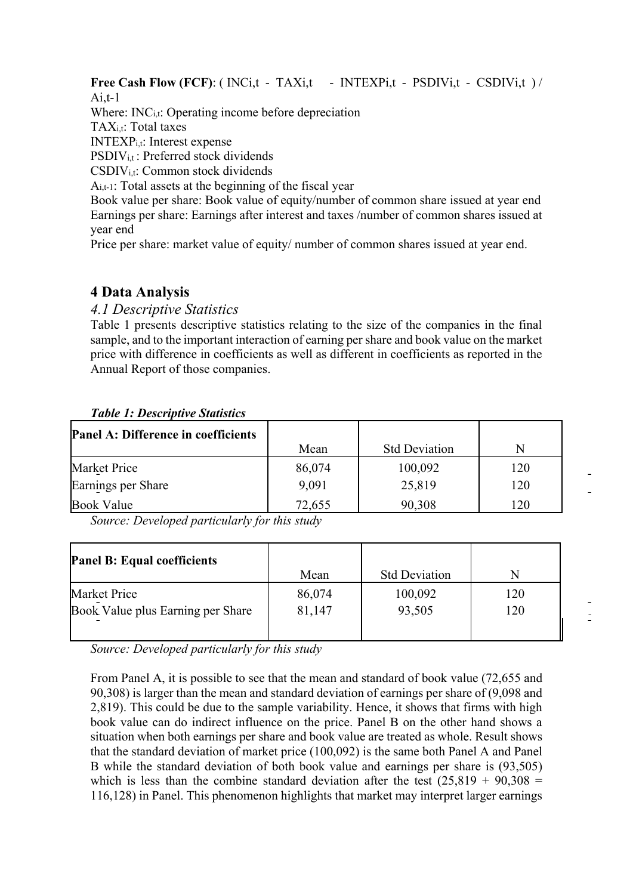**Free Cash Flow (FCF)**: $( INC_{i,t} - TAX_{i,t} - INTEXP_{i,t} - PSDIV_{i,t} - CSDIV_{i,t} ) / A_{i,t-1}$

Where: $INC_{i,t}$: Operating income before depreciation

$TAX_{i,t}$: Total taxes

$INTEXP_{i,t}$: Interest expense

$PSDIV_{i,t}$ : Preferred stock dividends

$CSDIV_{i,t}$: Common stock dividends

$A_{i,t-1}$: Total assets at the beginning of the fiscal year

Book value per share: Book value of equity/number of common share issued at year end

Earnings per share: Earnings after interest and taxes /number of common shares issued at year end

Price per share: market value of equity/ number of common shares issued at year end.

## 4 Data Analysis

### *4.1 Descriptive Statistics*

Table 1 presents descriptive statistics relating to the size of the companies in the final sample, and to the important interaction of earning per share and book value on the market price with difference in coefficients as well as different in coefficients as reported in the Annual Report of those companies.

***Table 1: Descriptive Statistics***

| **Panel A: Difference in coefficients** | Mean | Std Deviation | N |
|---|---|---|---|
| Market Price | 86,074 | 100,092 | 120 |
| Earnings per Share | 9,091 | 25,819 | 120 |
| Book Value | 72,655 | 90,308 | 120 |

*Source: Developed particularly for this study*

| **Panel B: Equal coefficients** | Mean | Std Deviation | N |
|---|---|---|---|
| Market Price | 86,074 | 100,092 | 120 |
| Book Value plus Earning per Share | 81,147 | 93,505 | 120 |

*Source: Developed particularly for this study*

From Panel A, it is possible to see that the mean and standard of book value (72,655 and 90,308) is larger than the mean and standard deviation of earnings per share of (9,098 and 2,819). This could be due to the sample variability. Hence, it shows that firms with high book value can do indirect influence on the price. Panel B on the other hand shows a situation when both earnings per share and book value are treated as whole. Result shows that the standard deviation of market price (100,092) is the same both Panel A and Panel B while the standard deviation of both book value and earnings per share is (93,505) which is less than the combine standard deviation after the test (25,819 + 90,308 = 116,128) in Panel. This phenomenon highlights that market may interpret larger earnings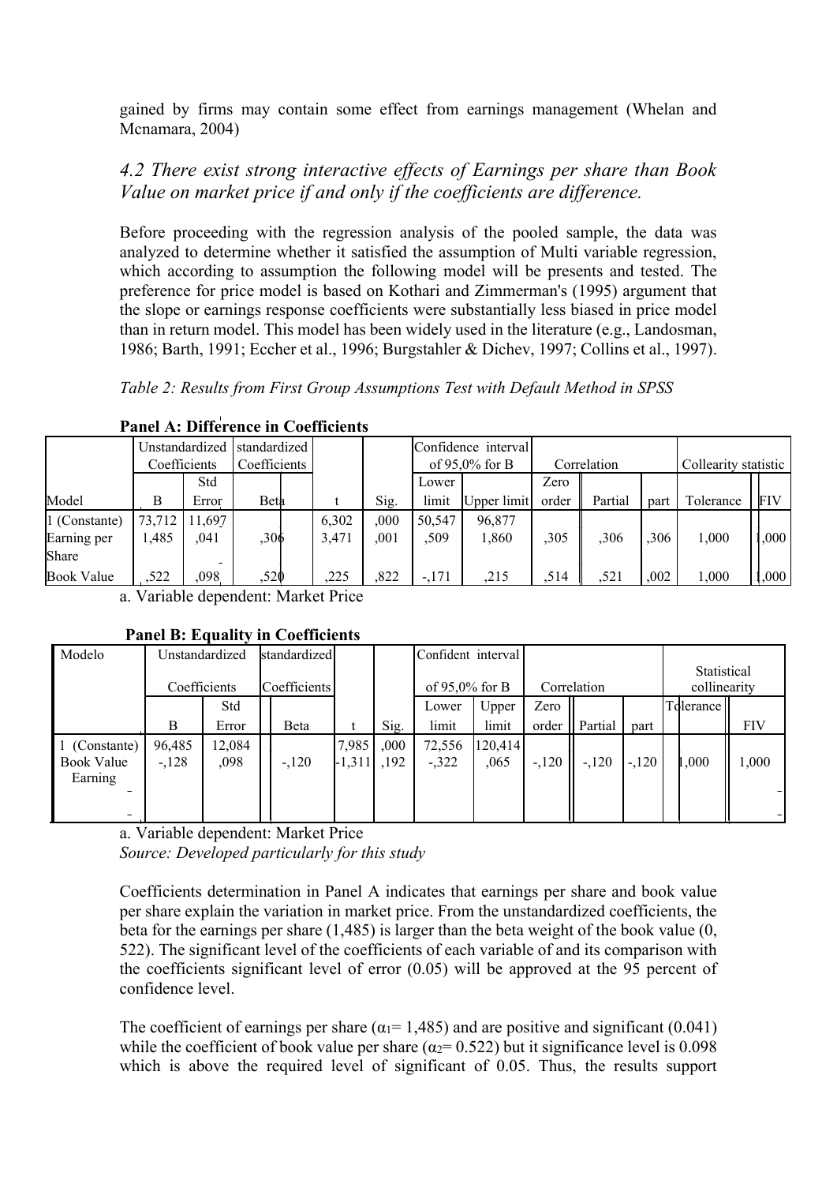gained by firms may contain some effect from earnings management (Whelan and Mcnamara, 2004)

### *4.2 There exist strong interactive effects of Earnings per share than Book Value on market price if and only if the coefficients are difference.*

Before proceeding with the regression analysis of the pooled sample, the data was analyzed to determine whether it satisfied the assumption of Multi variable regression, which according to assumption the following model will be presents and tested. The preference for price model is based on Kothari and Zimmerman's (1995) argument that the slope or earnings response coefficients were substantially less biased in price model than in return model. This model has been widely used in the literature (e.g., Landosman, 1986; Barth, 1991; Eccher et al., 1996; Burgstahler & Dichev, 1997; Collins et al., 1997).

*Table 2: Results from First Group Assumptions Test with Default Method in SPSS*

**Panel A: Difference in Coefficients**

| Model | Unstandardized Coefficients | | standardized Coefficients | | | Confidence interval of 95,0% for B | | Correlation | | | Collearity statistic | |
|---|---|---|---|---|---|---|---|---|---|---|---|---|
| | B | Std Error | Beta | t | Sig. | Lower limit | Upper limit | Zero order | Partial | part | Tolerance | FIV |
| 1 (Constante) | 73,712 | 11,697 | | 6,302 | ,000 | 50,547 | 96,877 | | | | | |
| Earning per Share | 1,485 | ,041 | ,306 | 3,471 | ,001 | ,509 | 1,860 | ,305 | ,306 | ,306 | 1,000 | 1,000 |
| Book Value | ,522 | ,098 | ,520 | ,225 | ,822 | -,171 | ,215 | ,514 | ,521 | ,002 | 1,000 | 1,000 |

a. Variable dependent: Market Price

**Panel B: Equality in Coefficients**

| Modelo | Unstandardized Coefficients | | standardized Coefficients | | | Confident interval of 95,0% for B | | Correlation | | | Statistical collinearity | |
|---|---|---|---|---|---|---|---|---|---|---|---|---|
| | B | Std Error | Beta | t | Sig. | Lower limit | Upper limit | Zero order | Partial | part | Tolerance | FIV |
| 1 (Constante) | 96,485 | 12,084 | | 7,985 | ,000 | 72,556 | 120,414 | | | | | |
| Book Value Earning | -,128 | ,098 | -,120 | -1,311 | ,192 | -,322 | ,065 | -,120 | -,120 | -,120 | 1,000 | 1,000 |

a. Variable dependent: Market Price
*Source: Developed particularly for this study*

Coefficients determination in Panel A indicates that earnings per share and book value per share explain the variation in market price. From the unstandardized coefficients, the beta for the earnings per share (1,485) is larger than the beta weight of the book value (0, 522). The significant level of the coefficients of each variable of and its comparison with the coefficients significant level of error (0.05) will be approved at the 95 percent of confidence level.

The coefficient of earnings per share ($\alpha_1$= 1,485) and are positive and significant (0.041) while the coefficient of book value per share ($\alpha_2$= 0.522) but it significance level is 0.098 which is above the required level of significant of 0.05. Thus, the results support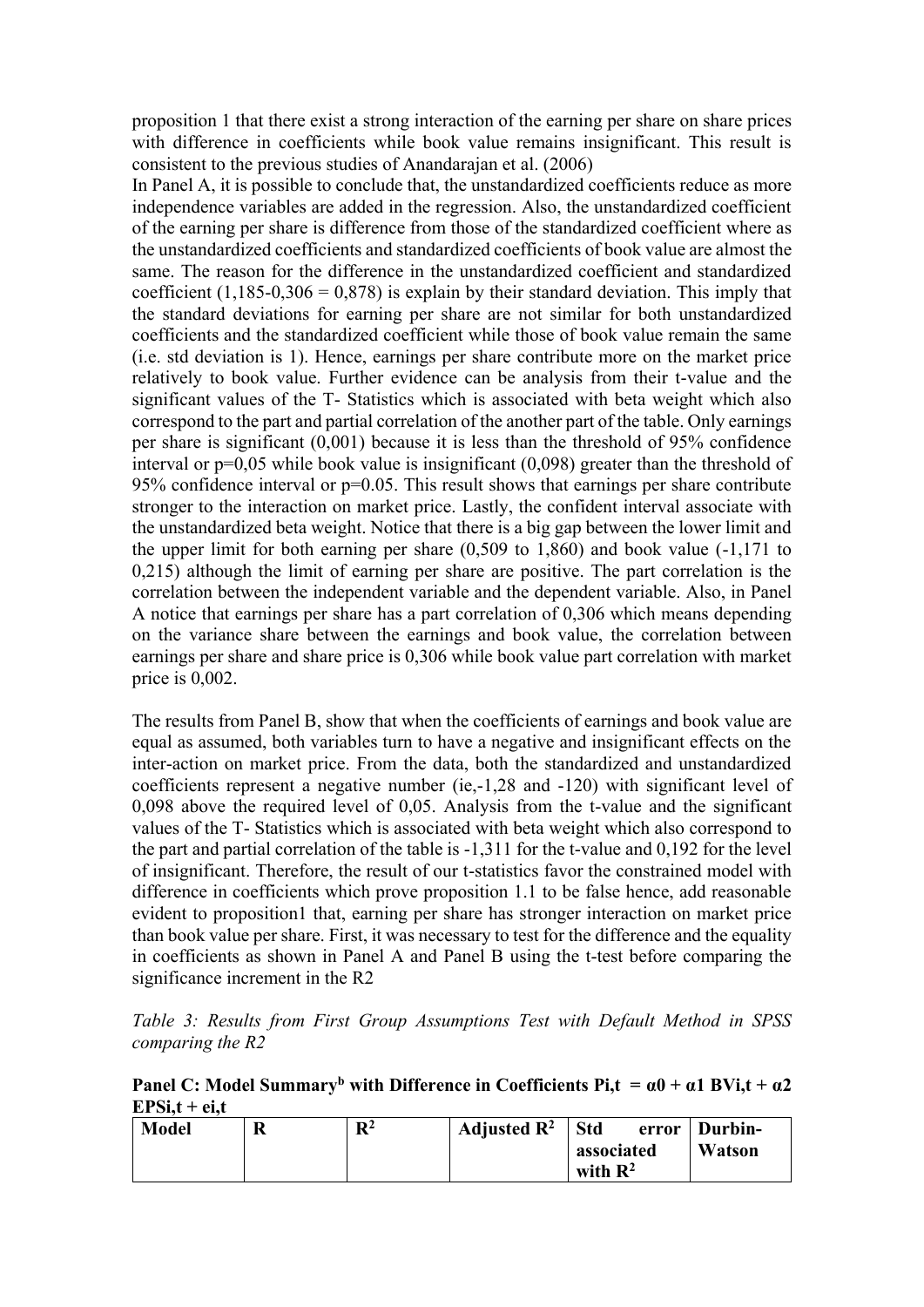proposition 1 that there exist a strong interaction of the earning per share on share prices with difference in coefficients while book value remains insignificant. This result is consistent to the previous studies of Anandarajan et al. (2006)

In Panel A, it is possible to conclude that, the unstandardized coefficients reduce as more independence variables are added in the regression. Also, the unstandardized coefficient of the earning per share is difference from those of the standardized coefficient where as the unstandardized coefficients and standardized coefficients of book value are almost the same. The reason for the difference in the unstandardized coefficient and standardized coefficient (1,185-0,306 = 0,878) is explain by their standard deviation. This imply that the standard deviations for earning per share are not similar for both unstandardized coefficients and the standardized coefficient while those of book value remain the same (i.e. std deviation is 1). Hence, earnings per share contribute more on the market price relatively to book value. Further evidence can be analysis from their t-value and the significant values of the T- Statistics which is associated with beta weight which also correspond to the part and partial correlation of the another part of the table. Only earnings per share is significant (0,001) because it is less than the threshold of 95% confidence interval or p=0,05 while book value is insignificant (0,098) greater than the threshold of 95% confidence interval or p=0.05. This result shows that earnings per share contribute stronger to the interaction on market price. Lastly, the confident interval associate with the unstandardized beta weight. Notice that there is a big gap between the lower limit and the upper limit for both earning per share (0,509 to 1,860) and book value (-1,171 to 0,215) although the limit of earning per share are positive. The part correlation is the correlation between the independent variable and the dependent variable. Also, in Panel A notice that earnings per share has a part correlation of 0,306 which means depending on the variance share between the earnings and book value, the correlation between earnings per share and share price is 0,306 while book value part correlation with market price is 0,002.

The results from Panel B, show that when the coefficients of earnings and book value are equal as assumed, both variables turn to have a negative and insignificant effects on the inter-action on market price. From the data, both the standardized and unstandardized coefficients represent a negative number (ie,-1,28 and -120) with significant level of 0,098 above the required level of 0,05. Analysis from the t-value and the significant values of the T- Statistics which is associated with beta weight which also correspond to the part and partial correlation of the table is -1,311 for the t-value and 0,192 for the level of insignificant. Therefore, the result of our t-statistics favor the constrained model with difference in coefficients which prove proposition 1.1 to be false hence, add reasonable evident to proposition1 that, earning per share has stronger interaction on market price than book value per share. First, it was necessary to test for the difference and the equality in coefficients as shown in Panel A and Panel B using the t-test before comparing the significance increment in the R2

*Table 3: Results from First Group Assumptions Test with Default Method in SPSS comparing the R2*

**Panel C: Model Summary[b] with Difference in Coefficients $P_{i,t} = \alpha 0 + \alpha 1\ BV_{i,t} + \alpha 2\ EPS_{i,t} + e_{i,t}$**

| Model | R | $R^2$ | Adjusted $R^2$ | Std error associated with $R^2$ | Durbin-Watson |
|---|---|---|---|---|---|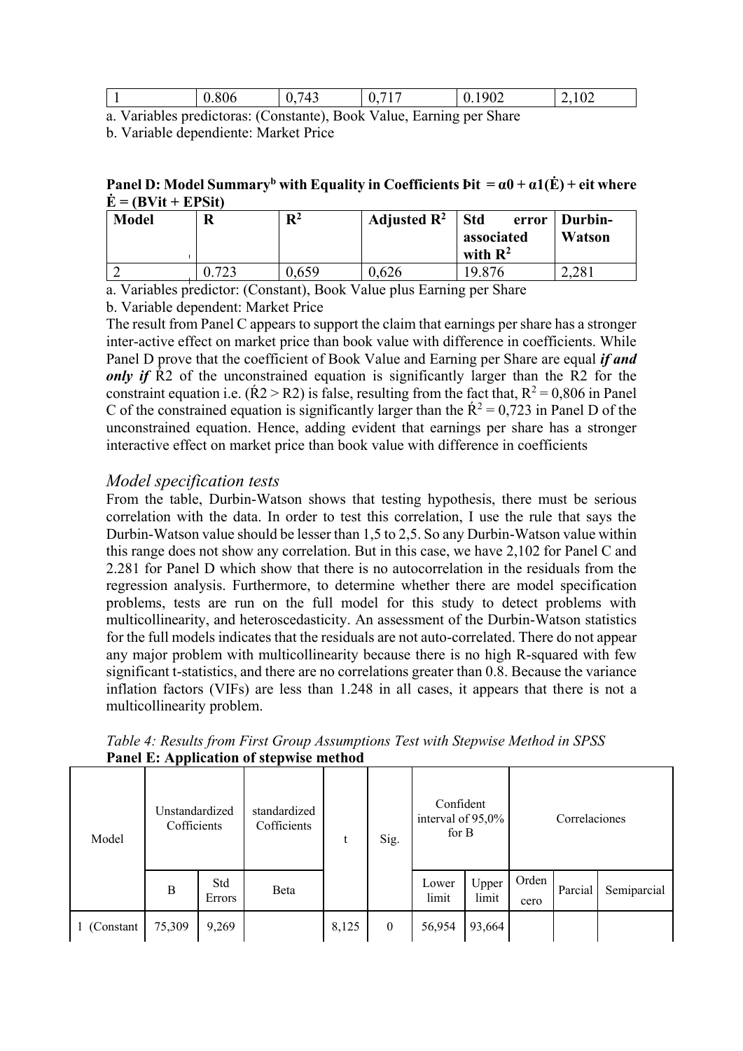| 1 | 0.806 | 0,743 | 0,717 | 0.1902 | 2,102 |
|---|---|---|---|---|---|

a. Variables predictoras: (Constante), Book Value, Earning per Share

b. Variable dependiente: Market Price

**Panel D: Model Summary[b] with Equality in Coefficients Þit = α0 + α1(Ė) + eit where Ė = (BVit + EPSit)**

| Model | R | $R^2$ | Adjusted $R^2$ | Std error associated with $R^2$ | Durbin-Watson |
|---|---|---|---|---|---|
| 2 | 0.723 | 0,659 | 0,626 | 19.876 | 2,281 |

a. Variables predictor: (Constant), Book Value plus Earning per Share

b. Variable dependent: Market Price

The result from Panel C appears to support the claim that earnings per share has a stronger inter-active effect on market price than book value with difference in coefficients. While Panel D prove that the coefficient of Book Value and Earning per Share are equal ***if and only if*** Ŕ2 of the unconstrained equation is significantly larger than the R2 for the constraint equation i.e. (Ŕ2 > R2) is false, resulting from the fact that, $R^2$ = 0,806 in Panel C of the constrained equation is significantly larger than the $\acute{R}^2$ = 0,723 in Panel D of the unconstrained equation. Hence, adding evident that earnings per share has a stronger interactive effect on market price than book value with difference in coefficients

### *Model specification tests*

From the table, Durbin-Watson shows that testing hypothesis, there must be serious correlation with the data. In order to test this correlation, I use the rule that says the Durbin-Watson value should be lesser than 1,5 to 2,5. So any Durbin-Watson value within this range does not show any correlation. But in this case, we have 2,102 for Panel C and 2.281 for Panel D which show that there is no autocorrelation in the residuals from the regression analysis. Furthermore, to determine whether there are model specification problems, tests are run on the full model for this study to detect problems with multicollinearity, and heteroscedasticity. An assessment of the Durbin-Watson statistics for the full models indicates that the residuals are not auto-correlated. There do not appear any major problem with multicollinearity because there is no high R-squared with few significant t-statistics, and there are no correlations greater than 0.8. Because the variance inflation factors (VIFs) are less than 1.248 in all cases, it appears that there is not a multicollinearity problem.

*Table 4: Results from First Group Assumptions Test with Stepwise Method in SPSS*

**Panel E: Application of stepwise method**

| Model | Unstandardized Cofficients | | standardized Cofficients | t | Sig. | Confident interval of 95,0% for B | | Correlaciones | | |
|---|---|---|---|---|---|---|---|---|---|---|
| | B | Std Errors | Beta | | | Lower limit | Upper limit | Orden cero | Parcial | Semiparcial |
| 1 (Constant | 75,309 | 9,269 | | 8,125 | 0 | 56,954 | 93,664 | | | |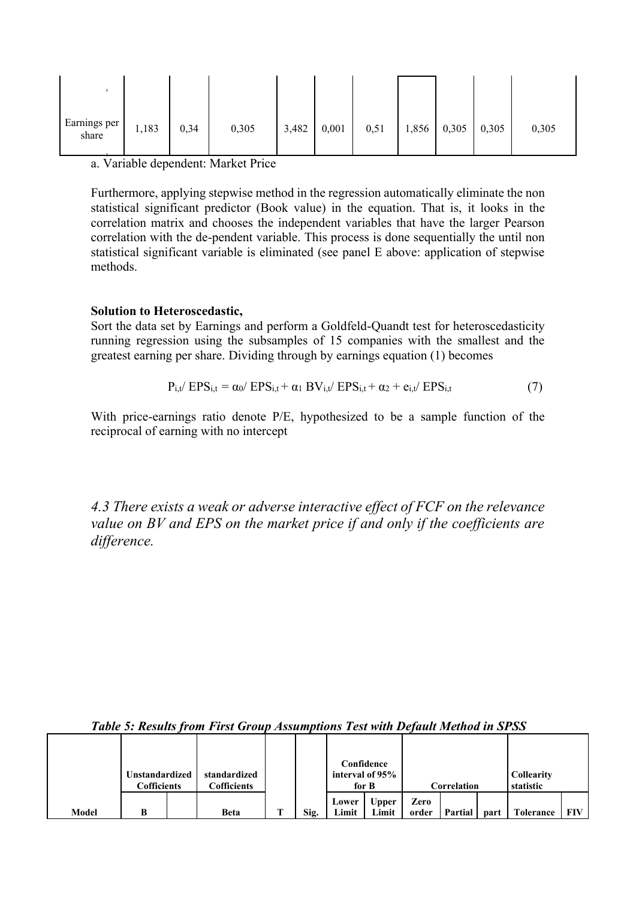| | | | | | | | | | | |
|---|---|---|---|---|---|---|---|---|---|---|
| Earnings per share | 1,183 | 0,34 | 0,305 | 3,482 | 0,001 | 0,51 | 1,856 | 0,305 | 0,305 | 0,305 |

a. Variable dependent: Market Price

Furthermore, applying stepwise method in the regression automatically eliminate the non statistical significant predictor (Book value) in the equation. That is, it looks in the correlation matrix and chooses the independent variables that have the larger Pearson correlation with the de-pendent variable. This process is done sequentially the until non statistical significant variable is eliminated (see panel E above: application of stepwise methods.

**Solution to Heteroscedastic,**

Sort the data set by Earnings and perform a Goldfeld-Quandt test for heteroscedasticity running regression using the subsamples of 15 companies with the smallest and the greatest earning per share. Dividing through by earnings equation (1) becomes

$$P_{i,t}/\ EPS_{i,t} = \alpha_0/\ EPS_{i,t} + \alpha_1\ BV_{i,t}/\ EPS_{i,t} + \alpha_2 + e_{i,t}/\ EPS_{i,t} \quad (7)$$

With price-earnings ratio denote P/E, hypothesized to be a sample function of the reciprocal of earning with no intercept

### *4.3 There exists a weak or adverse interactive effect of FCF on the relevance value on BV and EPS on the market price if and only if the coefficients are difference.*

***Table 5: Results from First Group Assumptions Test with Default Method in SPSS***

| Model | Unstandardized Cofficients | | standardized Cofficients | | | Confidence interval of 95% for B | | Correlation | | | Collearity statistic | |
|---|---|---|---|---|---|---|---|---|---|---|---|---|
| | B | | Beta | T | Sig. | Lower Limit | Upper Limit | Zero order | Partial | part | Tolerance | FIV |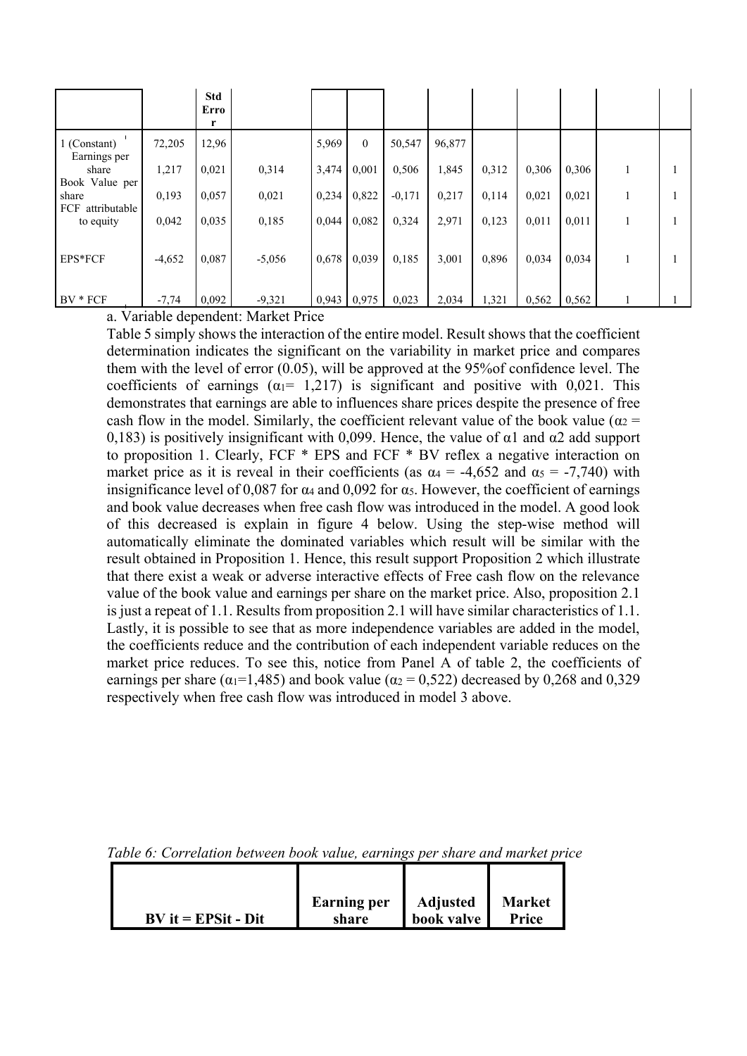| | | Std Error | | | | | | | | | | |
|---|---|---|---|---|---|---|---|---|---|---|---|---|
| 1 (Constant) | 72,205 | 12,96 | | 5,969 | 0 | 50,547 | 96,877 | | | | | |
| Earnings per share | 1,217 | 0,021 | 0,314 | 3,474 | 0,001 | 0,506 | 1,845 | 0,312 | 0,306 | 0,306 | 1 | 1 |
| Book Value per share | 0,193 | 0,057 | 0,021 | 0,234 | 0,822 | -0,171 | 0,217 | 0,114 | 0,021 | 0,021 | 1 | 1 |
| FCF attributable to equity | 0,042 | 0,035 | 0,185 | 0,044 | 0,082 | 0,324 | 2,971 | 0,123 | 0,011 | 0,011 | 1 | 1 |
| EPS*FCF | -4,652 | 0,087 | -5,056 | 0,678 | 0,039 | 0,185 | 3,001 | 0,896 | 0,034 | 0,034 | 1 | 1 |
| BV * FCF | -7,74 | 0,092 | -9,321 | 0,943 | 0,975 | 0,023 | 2,034 | 1,321 | 0,562 | 0,562 | 1 | 1 |

a. Variable dependent: Market Price

Table 5 simply shows the interaction of the entire model. Result shows that the coefficient determination indicates the significant on the variability in market price and compares them with the level of error (0.05), will be approved at the 95%of confidence level. The coefficients of earnings ($\alpha_1$= 1,217) is significant and positive with 0,021. This demonstrates that earnings are able to influences share prices despite the presence of free cash flow in the model. Similarly, the coefficient relevant value of the book value ($\alpha_2$ = 0,183) is positively insignificant with 0,099. Hence, the value of $\alpha 1$ and $\alpha 2$ add support to proposition 1. Clearly, FCF * EPS and FCF * BV reflex a negative interaction on market price as it is reveal in their coefficients (as $\alpha_4$ = -4,652 and $\alpha_5$ = -7,740) with insignificance level of 0,087 for $\alpha_4$ and 0,092 for $\alpha_5$. However, the coefficient of earnings and book value decreases when free cash flow was introduced in the model. A good look of this decreased is explain in figure 4 below. Using the step-wise method will automatically eliminate the dominated variables which result will be similar with the result obtained in Proposition 1. Hence, this result support Proposition 2 which illustrate that there exist a weak or adverse interactive effects of Free cash flow on the relevance value of the book value and earnings per share on the market price. Also, proposition 2.1 is just a repeat of 1.1. Results from proposition 2.1 will have similar characteristics of 1.1. Lastly, it is possible to see that as more independence variables are added in the model, the coefficients reduce and the contribution of each independent variable reduces on the market price reduces. To see this, notice from Panel A of table 2, the coefficients of earnings per share ($\alpha_1$=1,485) and book value ($\alpha_2$ = 0,522) decreased by 0,268 and 0,329 respectively when free cash flow was introduced in model 3 above.

*Table 6: Correlation between book value, earnings per share and market price*

| **BV it = EPSit - Dit** | **Earning per share** | **Adjusted book valve** | **Market Price** |
|---|---|---|---|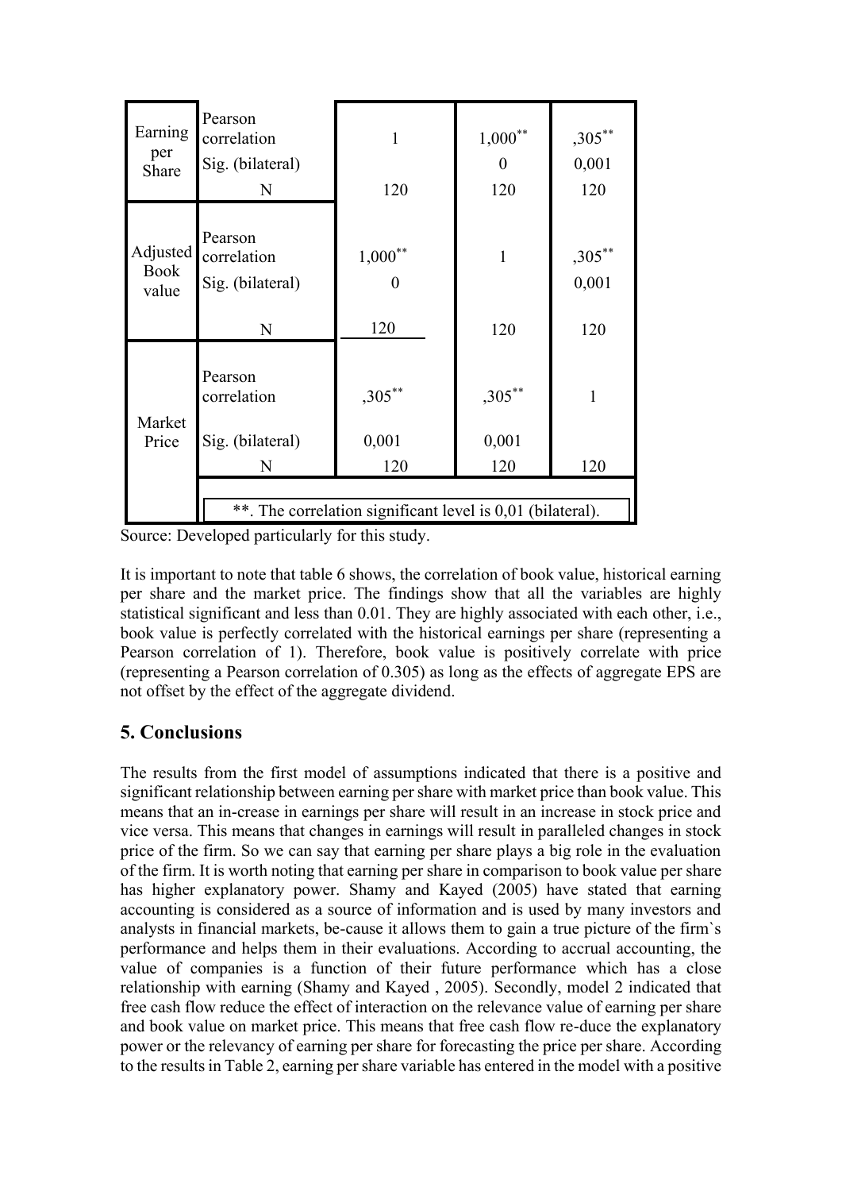| | | | | |
|---|---|---|---|---|
| Earning per Share | Pearson correlation | 1 | 1,000** | ,305** |
| | Sig. (bilateral) | | 0 | 0,001 |
| | N | 120 | 120 | 120 |
| Adjusted Book value | Pearson correlation | 1,000** | 1 | ,305** |
| | Sig. (bilateral) | 0 | | 0,001 |
| | N | 120 | 120 | 120 |
| Market Price | Pearson correlation | ,305** | ,305** | 1 |
| | Sig. (bilateral) | 0,001 | 0,001 | |
| | N | 120 | 120 | 120 |
| | **. The correlation significant level is 0,01 (bilateral). | | | |

Source: Developed particularly for this study.

It is important to note that table 6 shows, the correlation of book value, historical earning per share and the market price. The findings show that all the variables are highly statistical significant and less than 0.01. They are highly associated with each other, i.e., book value is perfectly correlated with the historical earnings per share (representing a Pearson correlation of 1). Therefore, book value is positively correlate with price (representing a Pearson correlation of 0.305) as long as the effects of aggregate EPS are not offset by the effect of the aggregate dividend.

## 5. Conclusions

The results from the first model of assumptions indicated that there is a positive and significant relationship between earning per share with market price than book value. This means that an in-crease in earnings per share will result in an increase in stock price and vice versa. This means that changes in earnings will result in paralleled changes in stock price of the firm. So we can say that earning per share plays a big role in the evaluation of the firm. It is worth noting that earning per share in comparison to book value per share has higher explanatory power. Shamy and Kayed (2005) have stated that earning accounting is considered as a source of information and is used by many investors and analysts in financial markets, be-cause it allows them to gain a true picture of the firm`s performance and helps them in their evaluations. According to accrual accounting, the value of companies is a function of their future performance which has a close relationship with earning (Shamy and Kayed , 2005). Secondly, model 2 indicated that free cash flow reduce the effect of interaction on the relevance value of earning per share and book value on market price. This means that free cash flow re-duce the explanatory power or the relevancy of earning per share for forecasting the price per share. According to the results in Table 2, earning per share variable has entered in the model with a positive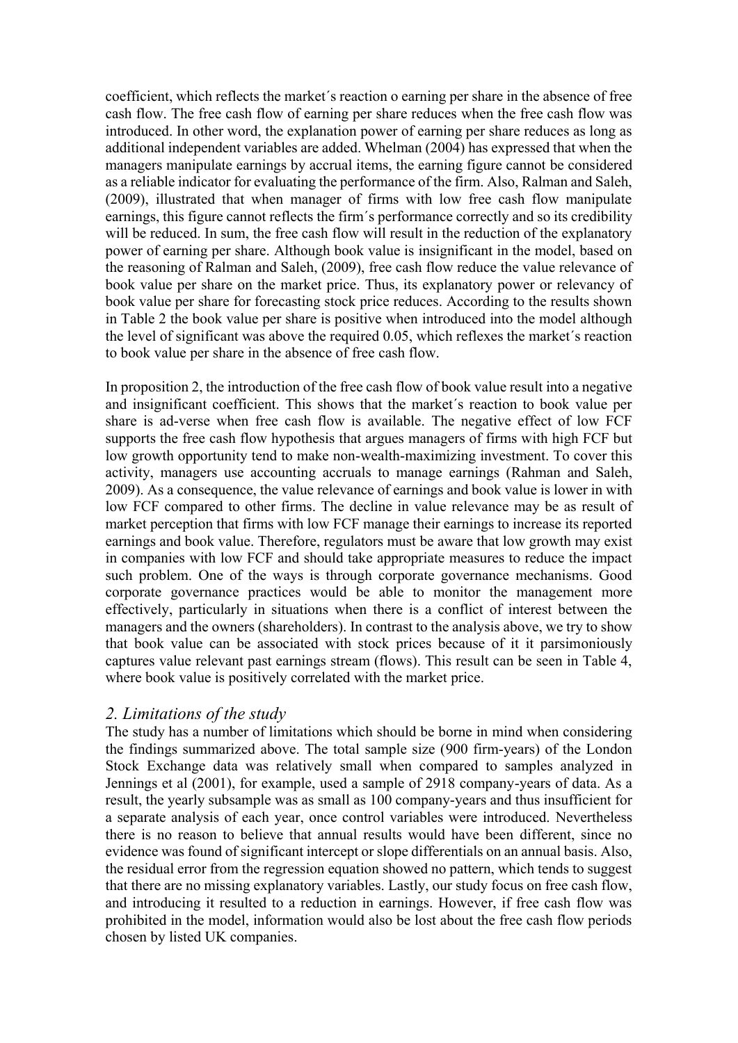coefficient, which reflects the market´s reaction o earning per share in the absence of free cash flow. The free cash flow of earning per share reduces when the free cash flow was introduced. In other word, the explanation power of earning per share reduces as long as additional independent variables are added. Whelman (2004) has expressed that when the managers manipulate earnings by accrual items, the earning figure cannot be considered as a reliable indicator for evaluating the performance of the firm. Also, Ralman and Saleh, (2009), illustrated that when manager of firms with low free cash flow manipulate earnings, this figure cannot reflects the firm´s performance correctly and so its credibility will be reduced. In sum, the free cash flow will result in the reduction of the explanatory power of earning per share. Although book value is insignificant in the model, based on the reasoning of Ralman and Saleh, (2009), free cash flow reduce the value relevance of book value per share on the market price. Thus, its explanatory power or relevancy of book value per share for forecasting stock price reduces. According to the results shown in Table 2 the book value per share is positive when introduced into the model although the level of significant was above the required 0.05, which reflexes the market´s reaction to book value per share in the absence of free cash flow.

In proposition 2, the introduction of the free cash flow of book value result into a negative and insignificant coefficient. This shows that the market´s reaction to book value per share is ad-verse when free cash flow is available. The negative effect of low FCF supports the free cash flow hypothesis that argues managers of firms with high FCF but low growth opportunity tend to make non-wealth-maximizing investment. To cover this activity, managers use accounting accruals to manage earnings (Rahman and Saleh, 2009). As a consequence, the value relevance of earnings and book value is lower in with low FCF compared to other firms. The decline in value relevance may be as result of market perception that firms with low FCF manage their earnings to increase its reported earnings and book value. Therefore, regulators must be aware that low growth may exist in companies with low FCF and should take appropriate measures to reduce the impact such problem. One of the ways is through corporate governance mechanisms. Good corporate governance practices would be able to monitor the management more effectively, particularly in situations when there is a conflict of interest between the managers and the owners (shareholders). In contrast to the analysis above, we try to show that book value can be associated with stock prices because of it it parsimoniously captures value relevant past earnings stream (flows). This result can be seen in Table 4, where book value is positively correlated with the market price.

## *2. Limitations of the study*

The study has a number of limitations which should be borne in mind when considering the findings summarized above. The total sample size (900 firm-years) of the London Stock Exchange data was relatively small when compared to samples analyzed in Jennings et al (2001), for example, used a sample of 2918 company-years of data. As a result, the yearly subsample was as small as 100 company-years and thus insufficient for a separate analysis of each year, once control variables were introduced. Nevertheless there is no reason to believe that annual results would have been different, since no evidence was found of significant intercept or slope differentials on an annual basis. Also, the residual error from the regression equation showed no pattern, which tends to suggest that there are no missing explanatory variables. Lastly, our study focus on free cash flow, and introducing it resulted to a reduction in earnings. However, if free cash flow was prohibited in the model, information would also be lost about the free cash flow periods chosen by listed UK companies.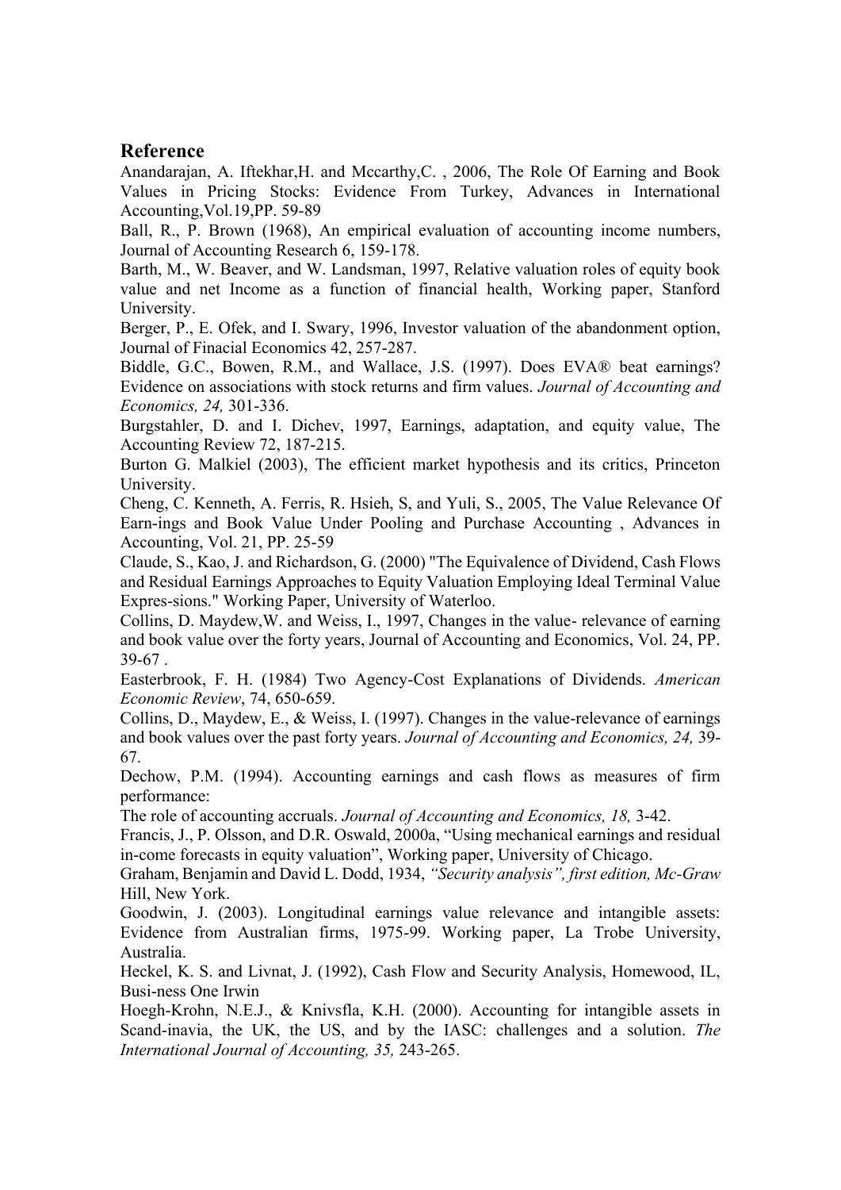## Reference

Anandarajan, A. Iftekhar,H. and Mccarthy,C. , 2006, The Role Of Earning and Book Values in Pricing Stocks: Evidence From Turkey, Advances in International Accounting,Vol.19,PP. 59-89

Ball, R., P. Brown (1968), An empirical evaluation of accounting income numbers, Journal of Accounting Research 6, 159-178.

Barth, M., W. Beaver, and W. Landsman, 1997, Relative valuation roles of equity book value and net Income as a function of financial health, Working paper, Stanford University.

Berger, P., E. Ofek, and I. Swary, 1996, Investor valuation of the abandonment option, Journal of Finacial Economics 42, 257-287.

Biddle, G.C., Bowen, R.M., and Wallace, J.S. (1997). Does EVA® beat earnings? Evidence on associations with stock returns and firm values. *Journal of Accounting and Economics, 24,* 301-336.

Burgstahler, D. and I. Dichev, 1997, Earnings, adaptation, and equity value, The Accounting Review 72, 187-215.

Burton G. Malkiel (2003), The efficient market hypothesis and its critics, Princeton University.

Cheng, C. Kenneth, A. Ferris, R. Hsieh, S, and Yuli, S., 2005, The Value Relevance Of Earn-ings and Book Value Under Pooling and Purchase Accounting , Advances in Accounting, Vol. 21, PP. 25-59

Claude, S., Kao, J. and Richardson, G. (2000) "The Equivalence of Dividend, Cash Flows and Residual Earnings Approaches to Equity Valuation Employing Ideal Terminal Value Expres-sions." Working Paper, University of Waterloo.

Collins, D. Maydew,W. and Weiss, I., 1997, Changes in the value- relevance of earning and book value over the forty years, Journal of Accounting and Economics, Vol. 24, PP. 39-67 .

Easterbrook, F. H. (1984) Two Agency-Cost Explanations of Dividends. *American Economic Review*, 74, 650-659.

Collins, D., Maydew, E., & Weiss, I. (1997). Changes in the value-relevance of earnings and book values over the past forty years. *Journal of Accounting and Economics, 24,* 39-67.

Dechow, P.M. (1994). Accounting earnings and cash flows as measures of firm performance:
The role of accounting accruals. *Journal of Accounting and Economics, 18,* 3-42.

Francis, J., P. Olsson, and D.R. Oswald, 2000a, "Using mechanical earnings and residual in-come forecasts in equity valuation", Working paper, University of Chicago.

Graham, Benjamin and David L. Dodd, 1934, *"Security analysis", first edition, Mc-Graw* Hill, New York.

Goodwin, J. (2003). Longitudinal earnings value relevance and intangible assets: Evidence from Australian firms, 1975-99. Working paper, La Trobe University, Australia.

Heckel, K. S. and Livnat, J. (1992), Cash Flow and Security Analysis, Homewood, IL, Busi-ness One Irwin

Hoegh-Krohn, N.E.J., & Knivsfla, K.H. (2000). Accounting for intangible assets in Scand-inavia, the UK, the US, and by the IASC: challenges and a solution. *The International Journal of Accounting, 35,* 243-265.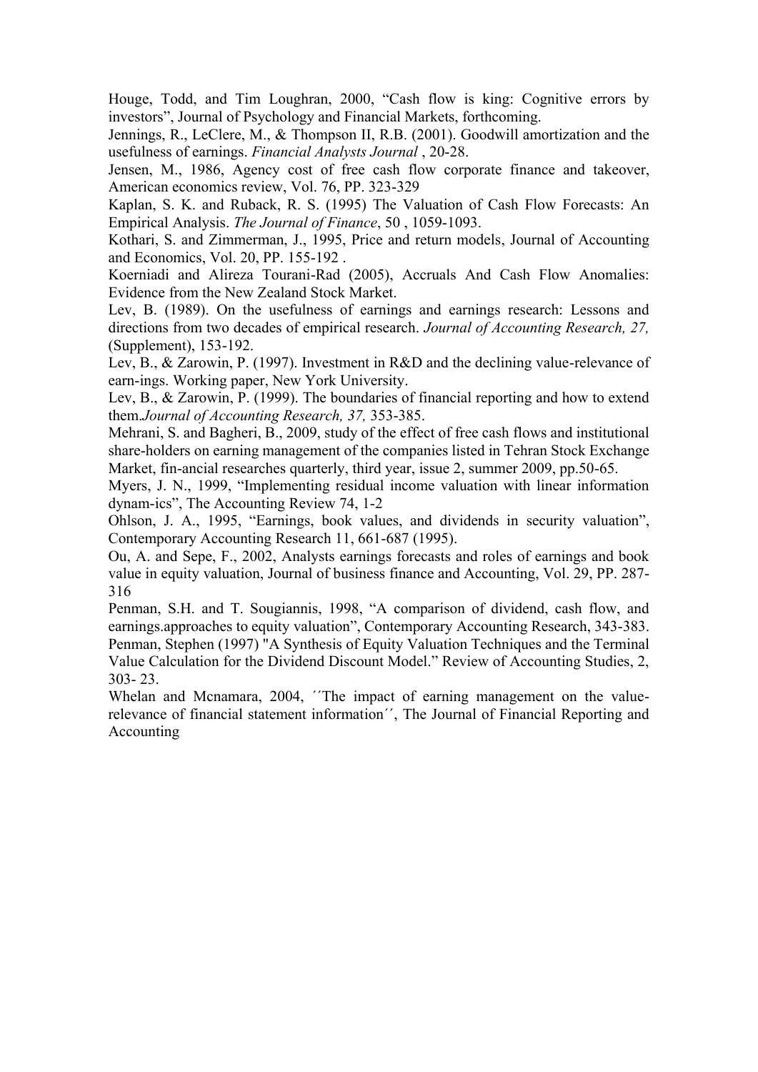Houge, Todd, and Tim Loughran, 2000, "Cash flow is king: Cognitive errors by investors", Journal of Psychology and Financial Markets, forthcoming.

Jennings, R., LeClere, M., & Thompson II, R.B. (2001). Goodwill amortization and the usefulness of earnings. *Financial Analysts Journal* , 20-28.

Jensen, M., 1986, Agency cost of free cash flow corporate finance and takeover, American economics review, Vol. 76, PP. 323-329

Kaplan, S. K. and Ruback, R. S. (1995) The Valuation of Cash Flow Forecasts: An Empirical Analysis. *The Journal of Finance*, 50 , 1059-1093.

Kothari, S. and Zimmerman, J., 1995, Price and return models, Journal of Accounting and Economics, Vol. 20, PP. 155-192 .

Koerniadi and Alireza Tourani-Rad (2005), Accruals And Cash Flow Anomalies: Evidence from the New Zealand Stock Market.

Lev, B. (1989). On the usefulness of earnings and earnings research: Lessons and directions from two decades of empirical research. *Journal of Accounting Research, 27,* (Supplement), 153-192.

Lev, B., & Zarowin, P. (1997). Investment in R&D and the declining value-relevance of earn-ings. Working paper, New York University.

Lev, B., & Zarowin, P. (1999). The boundaries of financial reporting and how to extend them.*Journal of Accounting Research, 37,* 353-385.

Mehrani, S. and Bagheri, B., 2009, study of the effect of free cash flows and institutional share-holders on earning management of the companies listed in Tehran Stock Exchange Market, fin-ancial researches quarterly, third year, issue 2, summer 2009, pp.50-65.

Myers, J. N., 1999, "Implementing residual income valuation with linear information dynam-ics", The Accounting Review 74, 1-2

Ohlson, J. A., 1995, "Earnings, book values, and dividends in security valuation", Contemporary Accounting Research 11, 661-687 (1995).

Ou, A. and Sepe, F., 2002, Analysts earnings forecasts and roles of earnings and book value in equity valuation, Journal of business finance and Accounting, Vol. 29, PP. 287-316

Penman, S.H. and T. Sougiannis, 1998, "A comparison of dividend, cash flow, and earnings.approaches to equity valuation", Contemporary Accounting Research, 343-383.

Penman, Stephen (1997) "A Synthesis of Equity Valuation Techniques and the Terminal Value Calculation for the Dividend Discount Model." Review of Accounting Studies, 2, 303- 23.

Whelan and Mcnamara, 2004, ´´The impact of earning management on the value-relevance of financial statement information´´, The Journal of Financial Reporting and Accounting